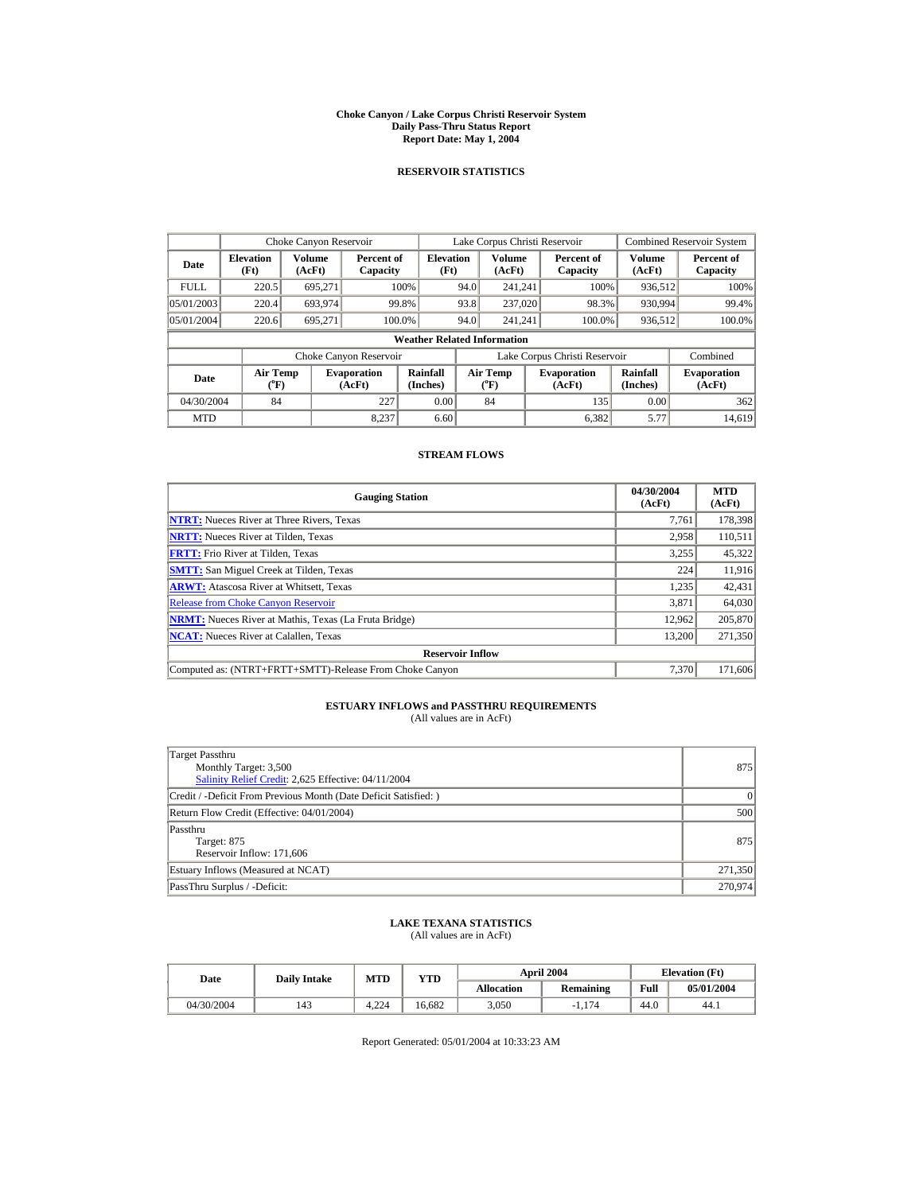# Choke Canyon / Lake Corpus Christi Reservoir System
## Daily Pass-Thru Status Report
## Report Date: May 1, 2004

### RESERVOIR STATISTICS

| | Choke Canyon Reservoir | | | Lake Corpus Christi Reservoir | | | Combined Reservoir System | |
|---|---|---|---|---|---|---|---|---|
| Date | Elevation (Ft) | Volume (AcFt) | Percent of Capacity | Elevation (Ft) | Volume (AcFt) | Percent of Capacity | Volume (AcFt) | Percent of Capacity |
| FULL | 220.5 | 695,271 | 100% | 94.0 | 241,241 | 100% | 936,512 | 100% |
| 05/01/2003 | 220.4 | 693,974 | 99.8% | 93.8 | 237,020 | 98.3% | 930,994 | 99.4% |
| 05/01/2004 | 220.6 | 695,271 | 100.0% | 94.0 | 241,241 | 100.0% | 936,512 | 100.0% |

**Weather Related Information**

| | Choke Canyon Reservoir | | | Lake Corpus Christi Reservoir | | | Combined |
|---|---|---|---|---|---|---|---|
| Date | Air Temp (°F) | Evaporation (AcFt) | Rainfall (Inches) | Air Temp (°F) | Evaporation (AcFt) | Rainfall (Inches) | Evaporation (AcFt) |
| 04/30/2004 | 84 | 227 | 0.00 | 84 | 135 | 0.00 | 362 |
| MTD | | 8,237 | 6.60 | | 6,382 | 5.77 | 14,619 |

### STREAM FLOWS

| Gauging Station | 04/30/2004 (AcFt) | MTD (AcFt) |
|---|---|---|
| **NTRT:** Nueces River at Three Rivers, Texas | 7,761 | 178,398 |
| **NRTT:** Nueces River at Tilden, Texas | 2,958 | 110,511 |
| **FRTT:** Frio River at Tilden, Texas | 3,255 | 45,322 |
| **SMTT:** San Miguel Creek at Tilden, Texas | 224 | 11,916 |
| **ARWT:** Atascosa River at Whitsett, Texas | 1,235 | 42,431 |
| Release from Choke Canyon Reservoir | 3,871 | 64,030 |
| **NRMT:** Nueces River at Mathis, Texas (La Fruta Bridge) | 12,962 | 205,870 |
| **NCAT:** Nueces River at Calallen, Texas | 13,200 | 271,350 |
| **Reservoir Inflow** | | |
| Computed as: (NTRT+FRTT+SMTT)-Release From Choke Canyon | 7,370 | 171,606 |

### ESTUARY INFLOWS and PASSTHRU REQUIREMENTS
(All values are in AcFt)

| | |
|---|---|
| Target Passthru<br>Monthly Target: 3,500<br>Salinity Relief Credit: 2,625 Effective: 04/11/2004 | 875 |
| Credit / -Deficit From Previous Month (Date Deficit Satisfied: ) | 0 |
| Return Flow Credit (Effective: 04/01/2004) | 500 |
| Passthru<br>Target: 875<br>Reservoir Inflow: 171,606 | 875 |
| Estuary Inflows (Measured at NCAT) | 271,350 |
| PassThru Surplus / -Deficit: | 270,974 |

### LAKE TEXANA STATISTICS
(All values are in AcFt)

| Date | Daily Intake | MTD | YTD | April 2004 | | Elevation (Ft) | |
|---|---|---|---|---|---|---|---|
| | | | | Allocation | Remaining | Full | 05/01/2004 |
| 04/30/2004 | 143 | 4,224 | 16,682 | 3,050 | -1,174 | 44.0 | 44.1 |

Report Generated: 05/01/2004 at 10:33:23 AM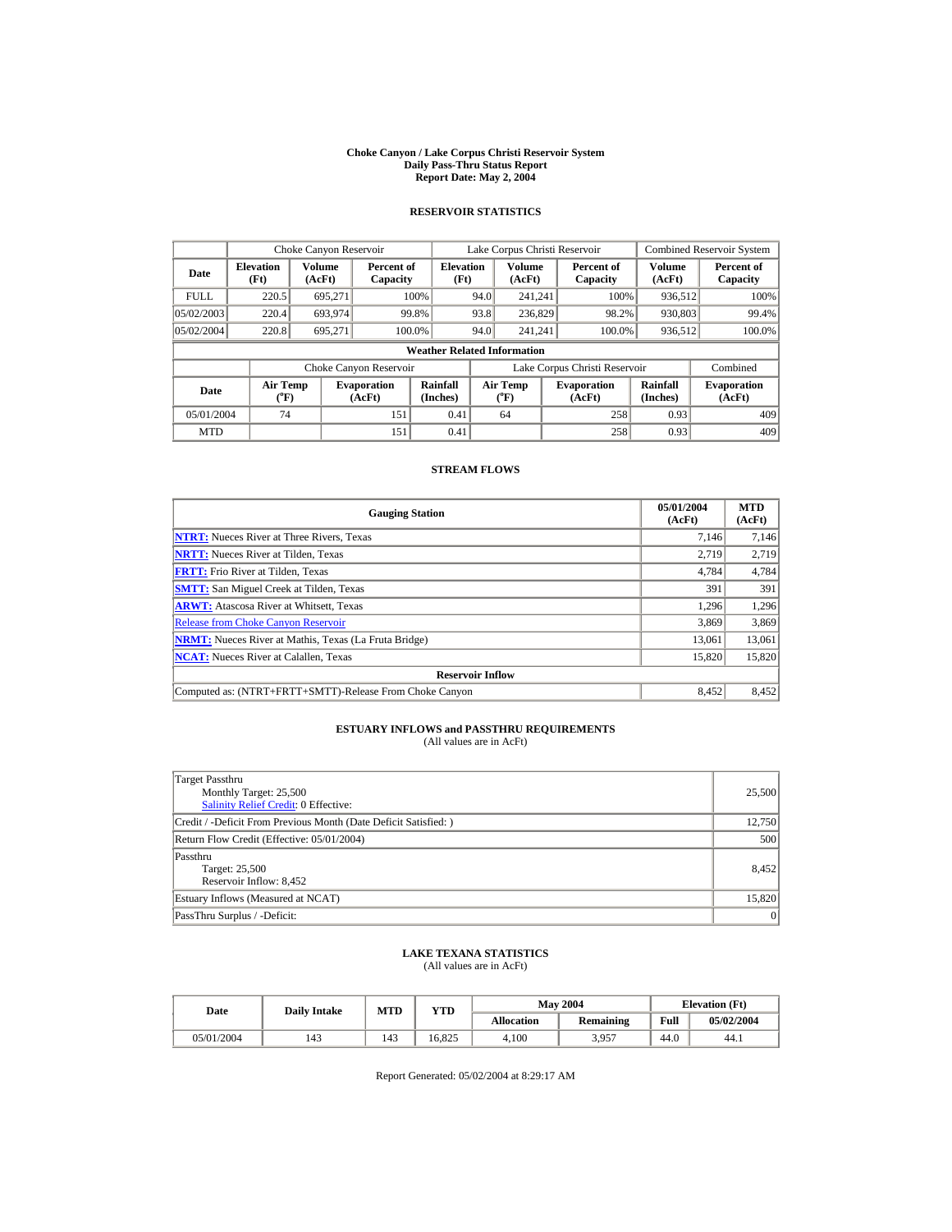**Choke Canyon / Lake Corpus Christi Reservoir System**
**Daily Pass-Thru Status Report**
**Report Date: May 2, 2004**

## RESERVOIR STATISTICS

| Date | Choke Canyon Reservoir | | | Lake Corpus Christi Reservoir | | | Combined Reservoir System | |
|---|---|---|---|---|---|---|---|---|
| | Elevation (Ft) | Volume (AcFt) | Percent of Capacity | Elevation (Ft) | Volume (AcFt) | Percent of Capacity | Volume (AcFt) | Percent of Capacity |
| FULL | 220.5 | 695,271 | 100% | 94.0 | 241,241 | 100% | 936,512 | 100% |
| 05/02/2003 | 220.4 | 693,974 | 99.8% | 93.8 | 236,829 | 98.2% | 930,803 | 99.4% |
| 05/02/2004 | 220.8 | 695,271 | 100.0% | 94.0 | 241,241 | 100.0% | 936,512 | 100.0% |

**Weather Related Information**

| Date | Choke Canyon Reservoir | | | Lake Corpus Christi Reservoir | | | Combined |
|---|---|---|---|---|---|---|---|
| | Air Temp (°F) | Evaporation (AcFt) | Rainfall (Inches) | Air Temp (°F) | Evaporation (AcFt) | Rainfall (Inches) | Evaporation (AcFt) |
| 05/01/2004 | 74 | 151 | 0.41 | 64 | 258 | 0.93 | 409 |
| MTD | | 151 | 0.41 | | 258 | 0.93 | 409 |

## STREAM FLOWS

| Gauging Station | 05/01/2004 (AcFt) | MTD (AcFt) |
|---|---|---|
| **NTRT:** Nueces River at Three Rivers, Texas | 7,146 | 7,146 |
| **NRTT:** Nueces River at Tilden, Texas | 2,719 | 2,719 |
| **FRTT:** Frio River at Tilden, Texas | 4,784 | 4,784 |
| **SMTT:** San Miguel Creek at Tilden, Texas | 391 | 391 |
| **ARWT:** Atascosa River at Whitsett, Texas | 1,296 | 1,296 |
| Release from Choke Canyon Reservoir | 3,869 | 3,869 |
| **NRMT:** Nueces River at Mathis, Texas (La Fruta Bridge) | 13,061 | 13,061 |
| **NCAT:** Nueces River at Calallen, Texas | 15,820 | 15,820 |
| **Reservoir Inflow** | | |
| Computed as: (NTRT+FRTT+SMTT)-Release From Choke Canyon | 8,452 | 8,452 |

## ESTUARY INFLOWS and PASSTHRU REQUIREMENTS

(All values are in AcFt)

| | |
|---|---|
| Target Passthru<br>Monthly Target: 25,500<br>Salinity Relief Credit: 0 Effective: | 25,500 |
| Credit / -Deficit From Previous Month (Date Deficit Satisfied: ) | 12,750 |
| Return Flow Credit (Effective: 05/01/2004) | 500 |
| Passthru<br>Target: 25,500<br>Reservoir Inflow: 8,452 | 8,452 |
| Estuary Inflows (Measured at NCAT) | 15,820 |
| PassThru Surplus / -Deficit: | 0 |

## LAKE TEXANA STATISTICS

(All values are in AcFt)

| Date | Daily Intake | MTD | YTD | May 2004 | | Elevation (Ft) | |
|---|---|---|---|---|---|---|---|
| | | | | Allocation | Remaining | Full | 05/02/2004 |
| 05/01/2004 | 143 | 143 | 16,825 | 4,100 | 3,957 | 44.0 | 44.1 |

Report Generated: 05/02/2004 at 8:29:17 AM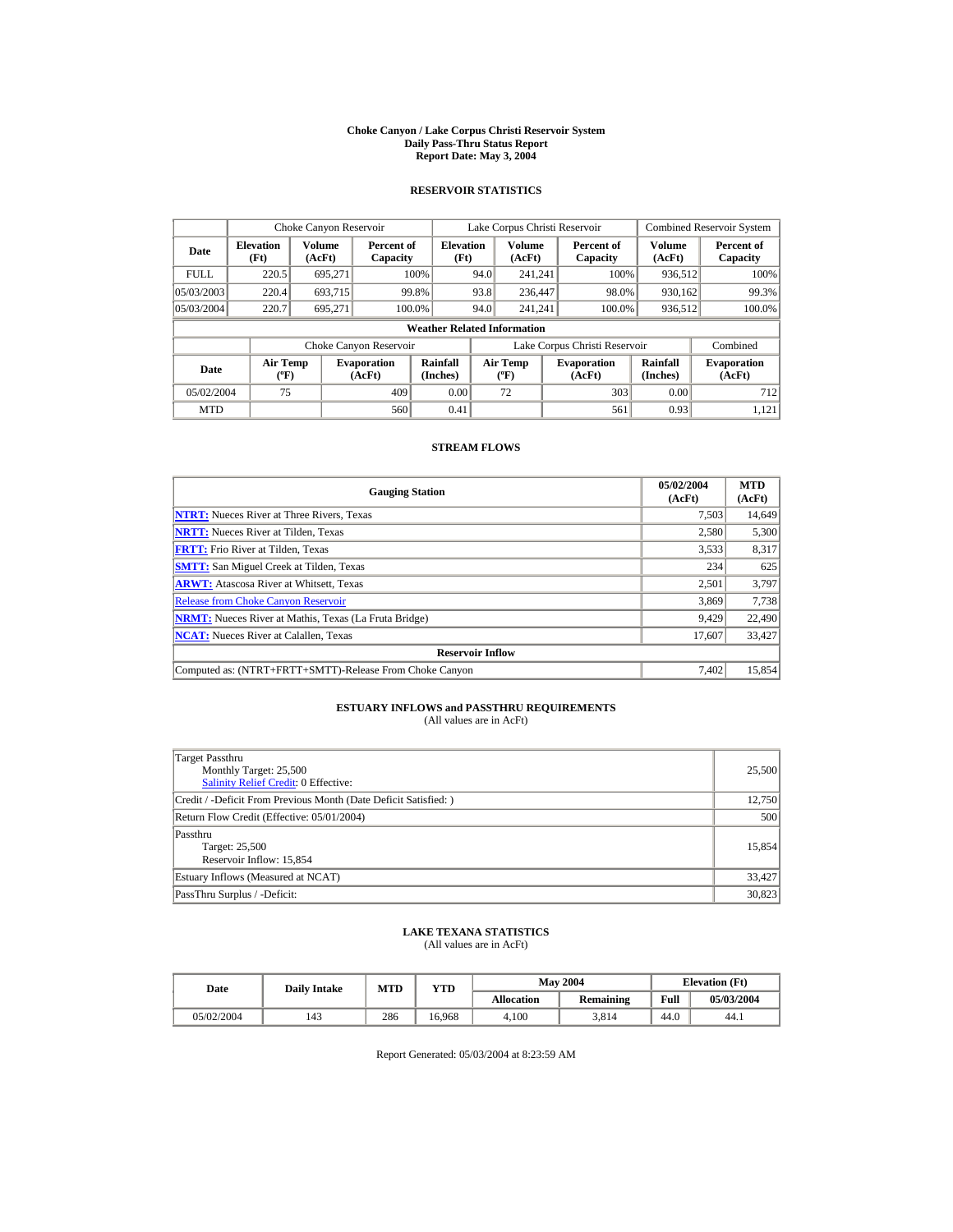**Choke Canyon / Lake Corpus Christi Reservoir System**
**Daily Pass-Thru Status Report**
**Report Date: May 3, 2004**

## RESERVOIR STATISTICS

| | Choke Canyon Reservoir | | | Lake Corpus Christi Reservoir | | | Combined Reservoir System | |
|---|---|---|---|---|---|---|---|---|
| **Date** | **Elevation (Ft)** | **Volume (AcFt)** | **Percent of Capacity** | **Elevation (Ft)** | **Volume (AcFt)** | **Percent of Capacity** | **Volume (AcFt)** | **Percent of Capacity** |
| FULL | 220.5 | 695,271 | 100% | 94.0 | 241,241 | 100% | 936,512 | 100% |
| 05/03/2003 | 220.4 | 693,715 | 99.8% | 93.8 | 236,447 | 98.0% | 930,162 | 99.3% |
| 05/03/2004 | 220.7 | 695,271 | 100.0% | 94.0 | 241,241 | 100.0% | 936,512 | 100.0% |

**Weather Related Information**

| | Choke Canyon Reservoir | | | Lake Corpus Christi Reservoir | | | Combined |
|---|---|---|---|---|---|---|---|
| **Date** | **Air Temp (ºF)** | **Evaporation (AcFt)** | **Rainfall (Inches)** | **Air Temp (ºF)** | **Evaporation (AcFt)** | **Rainfall (Inches)** | **Evaporation (AcFt)** |
| 05/02/2004 | 75 | 409 | 0.00 | 72 | 303 | 0.00 | 712 |
| MTD | | 560 | 0.41 | | 561 | 0.93 | 1,121 |

## STREAM FLOWS

| Gauging Station | 05/02/2004 (AcFt) | MTD (AcFt) |
|---|---|---|
| NTRT: Nueces River at Three Rivers, Texas | 7,503 | 14,649 |
| NRTT: Nueces River at Tilden, Texas | 2,580 | 5,300 |
| FRTT: Frio River at Tilden, Texas | 3,533 | 8,317 |
| SMTT: San Miguel Creek at Tilden, Texas | 234 | 625 |
| ARWT: Atascosa River at Whitsett, Texas | 2,501 | 3,797 |
| Release from Choke Canyon Reservoir | 3,869 | 7,738 |
| NRMT: Nueces River at Mathis, Texas (La Fruta Bridge) | 9,429 | 22,490 |
| NCAT: Nueces River at Calallen, Texas | 17,607 | 33,427 |
| **Reservoir Inflow** | | |
| Computed as: (NTRT+FRTT+SMTT)-Release From Choke Canyon | 7,402 | 15,854 |

## ESTUARY INFLOWS and PASSTHRU REQUIREMENTS
(All values are in AcFt)

| | |
|---|---|
| Target Passthru<br>Monthly Target: 25,500<br>Salinity Relief Credit: 0 Effective: | 25,500 |
| Credit / -Deficit From Previous Month (Date Deficit Satisfied: ) | 12,750 |
| Return Flow Credit (Effective: 05/01/2004) | 500 |
| Passthru<br>Target: 25,500<br>Reservoir Inflow: 15,854 | 15,854 |
| Estuary Inflows (Measured at NCAT) | 33,427 |
| PassThru Surplus / -Deficit: | 30,823 |

## LAKE TEXANA STATISTICS
(All values are in AcFt)

| Date | Daily Intake | MTD | YTD | May 2004 | | Elevation (Ft) | |
|---|---|---|---|---|---|---|---|
| | | | | **Allocation** | **Remaining** | **Full** | **05/03/2004** |
| 05/02/2004 | 143 | 286 | 16,968 | 4,100 | 3,814 | 44.0 | 44.1 |

Report Generated: 05/03/2004 at 8:23:59 AM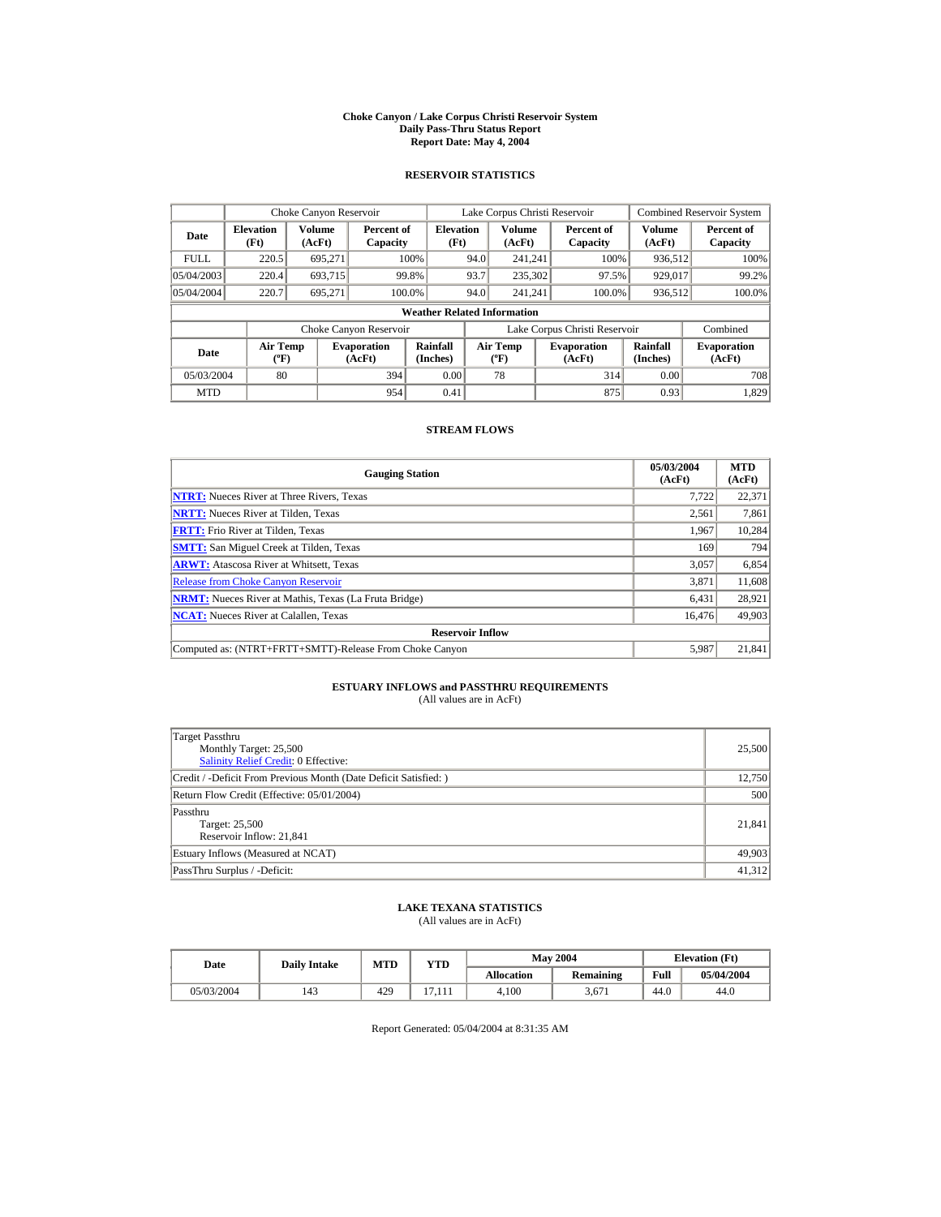# Choke Canyon / Lake Corpus Christi Reservoir System
## Daily Pass-Thru Status Report
### Report Date: May 4, 2004

## RESERVOIR STATISTICS

| Date | Choke Canyon Reservoir | | | Lake Corpus Christi Reservoir | | | Combined Reservoir System | |
|---|---|---|---|---|---|---|---|---|
| | Elevation (Ft) | Volume (AcFt) | Percent of Capacity | Elevation (Ft) | Volume (AcFt) | Percent of Capacity | Volume (AcFt) | Percent of Capacity |
| FULL | 220.5 | 695,271 | 100% | 94.0 | 241,241 | 100% | 936,512 | 100% |
| 05/04/2003 | 220.4 | 693,715 | 99.8% | 93.7 | 235,302 | 97.5% | 929,017 | 99.2% |
| 05/04/2004 | 220.7 | 695,271 | 100.0% | 94.0 | 241,241 | 100.0% | 936,512 | 100.0% |

**Weather Related Information**

| Date | Choke Canyon Reservoir | | | Lake Corpus Christi Reservoir | | | Combined |
|---|---|---|---|---|---|---|---|
| | Air Temp (ºF) | Evaporation (AcFt) | Rainfall (Inches) | Air Temp (ºF) | Evaporation (AcFt) | Rainfall (Inches) | Evaporation (AcFt) |
| 05/03/2004 | 80 | 394 | 0.00 | 78 | 314 | 0.00 | 708 |
| MTD | | 954 | 0.41 | | 875 | 0.93 | 1,829 |

## STREAM FLOWS

| Gauging Station | 05/03/2004 (AcFt) | MTD (AcFt) |
|---|---|---|
| **NTRT:** Nueces River at Three Rivers, Texas | 7,722 | 22,371 |
| **NRTT:** Nueces River at Tilden, Texas | 2,561 | 7,861 |
| **FRTT:** Frio River at Tilden, Texas | 1,967 | 10,284 |
| **SMTT:** San Miguel Creek at Tilden, Texas | 169 | 794 |
| **ARWT:** Atascosa River at Whitsett, Texas | 3,057 | 6,854 |
| Release from Choke Canyon Reservoir | 3,871 | 11,608 |
| **NRMT:** Nueces River at Mathis, Texas (La Fruta Bridge) | 6,431 | 28,921 |
| **NCAT:** Nueces River at Calallen, Texas | 16,476 | 49,903 |
| **Reservoir Inflow** | | |
| Computed as: (NTRT+FRTT+SMTT)-Release From Choke Canyon | 5,987 | 21,841 |

## ESTUARY INFLOWS and PASSTHRU REQUIREMENTS
(All values are in AcFt)

| | |
|---|---|
| Target Passthru<br>Monthly Target: 25,500<br>Salinity Relief Credit: 0 Effective: | 25,500 |
| Credit / -Deficit From Previous Month (Date Deficit Satisfied: ) | 12,750 |
| Return Flow Credit (Effective: 05/01/2004) | 500 |
| Passthru<br>Target: 25,500<br>Reservoir Inflow: 21,841 | 21,841 |
| Estuary Inflows (Measured at NCAT) | 49,903 |
| PassThru Surplus / -Deficit: | 41,312 |

## LAKE TEXANA STATISTICS
(All values are in AcFt)

| Date | Daily Intake | MTD | YTD | May 2004 | | Elevation (Ft) | |
|---|---|---|---|---|---|---|---|
| | | | | Allocation | Remaining | Full | 05/04/2004 |
| 05/03/2004 | 143 | 429 | 17,111 | 4,100 | 3,671 | 44.0 | 44.0 |

Report Generated: 05/04/2004 at 8:31:35 AM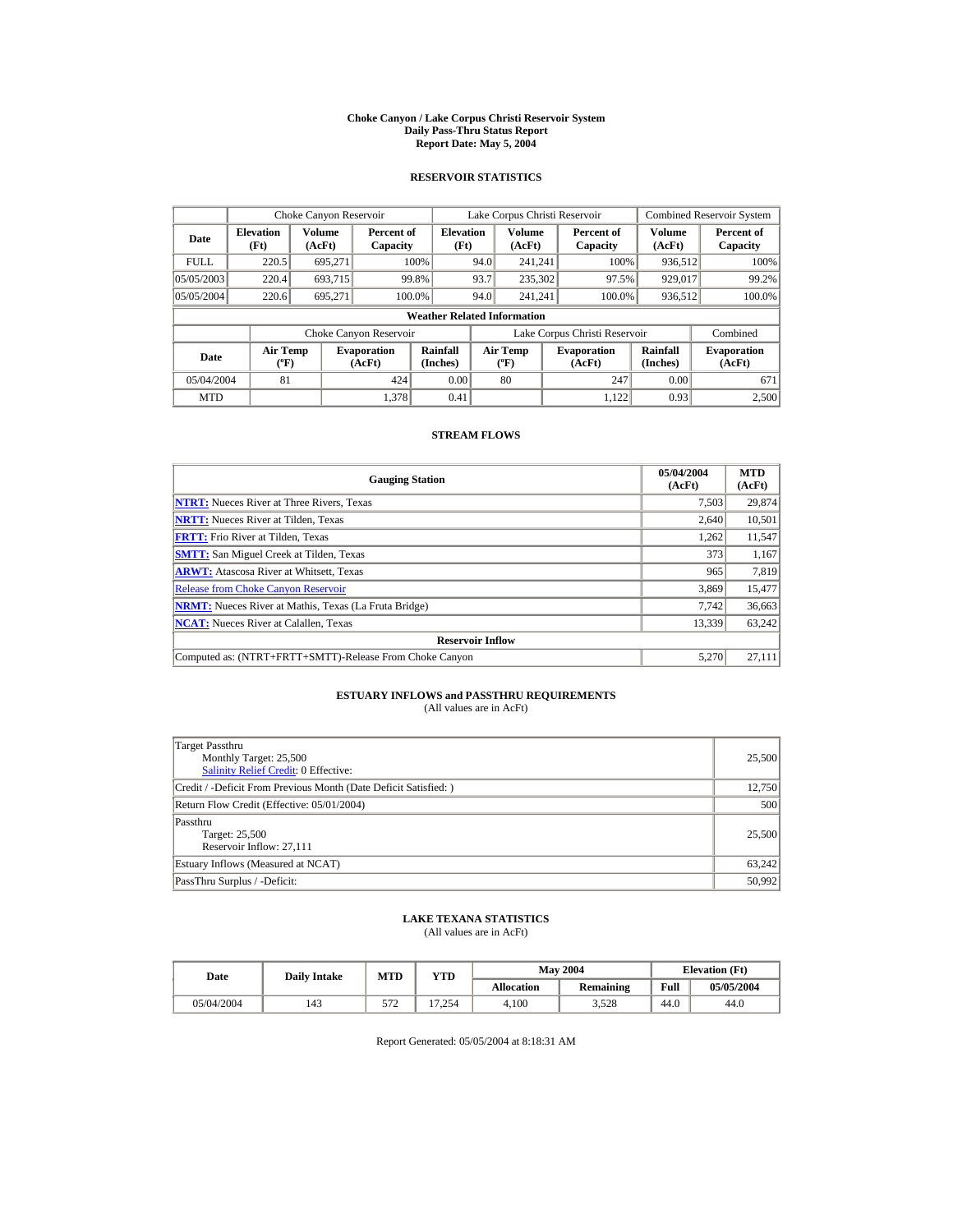# Choke Canyon / Lake Corpus Christi Reservoir System
## Daily Pass-Thru Status Report
### Report Date: May 5, 2004

## RESERVOIR STATISTICS

| Date | Choke Canyon Reservoir | | | Lake Corpus Christi Reservoir | | | Combined Reservoir System | |
|---|---|---|---|---|---|---|---|---|
| | Elevation (Ft) | Volume (AcFt) | Percent of Capacity | Elevation (Ft) | Volume (AcFt) | Percent of Capacity | Volume (AcFt) | Percent of Capacity |
| FULL | 220.5 | 695,271 | 100% | 94.0 | 241,241 | 100% | 936,512 | 100% |
| 05/05/2003 | 220.4 | 693,715 | 99.8% | 93.7 | 235,302 | 97.5% | 929,017 | 99.2% |
| 05/05/2004 | 220.6 | 695,271 | 100.0% | 94.0 | 241,241 | 100.0% | 936,512 | 100.0% |

**Weather Related Information**

| Date | Choke Canyon Reservoir | | | Lake Corpus Christi Reservoir | | | Combined |
|---|---|---|---|---|---|---|---|
| | Air Temp (ºF) | Evaporation (AcFt) | Rainfall (Inches) | Air Temp (ºF) | Evaporation (AcFt) | Rainfall (Inches) | Evaporation (AcFt) |
| 05/04/2004 | 81 | 424 | 0.00 | 80 | 247 | 0.00 | 671 |
| MTD | | 1,378 | 0.41 | | 1,122 | 0.93 | 2,500 |

## STREAM FLOWS

| Gauging Station | 05/04/2004 (AcFt) | MTD (AcFt) |
|---|---|---|
| **NTRT:** Nueces River at Three Rivers, Texas | 7,503 | 29,874 |
| **NRTT:** Nueces River at Tilden, Texas | 2,640 | 10,501 |
| **FRTT:** Frio River at Tilden, Texas | 1,262 | 11,547 |
| **SMTT:** San Miguel Creek at Tilden, Texas | 373 | 1,167 |
| **ARWT:** Atascosa River at Whitsett, Texas | 965 | 7,819 |
| Release from Choke Canyon Reservoir | 3,869 | 15,477 |
| **NRMT:** Nueces River at Mathis, Texas (La Fruta Bridge) | 7,742 | 36,663 |
| **NCAT:** Nueces River at Calallen, Texas | 13,339 | 63,242 |
| **Reservoir Inflow** | | |
| Computed as: (NTRT+FRTT+SMTT)-Release From Choke Canyon | 5,270 | 27,111 |

## ESTUARY INFLOWS and PASSTHRU REQUIREMENTS
(All values are in AcFt)

| | |
|---|---|
| Target Passthru<br>Monthly Target: 25,500<br>Salinity Relief Credit: 0 Effective: | 25,500 |
| Credit / -Deficit From Previous Month (Date Deficit Satisfied: ) | 12,750 |
| Return Flow Credit (Effective: 05/01/2004) | 500 |
| Passthru<br>Target: 25,500<br>Reservoir Inflow: 27,111 | 25,500 |
| Estuary Inflows (Measured at NCAT) | 63,242 |
| PassThru Surplus / -Deficit: | 50,992 |

## LAKE TEXANA STATISTICS
(All values are in AcFt)

| Date | Daily Intake | MTD | YTD | May 2004 | | Elevation (Ft) | |
|---|---|---|---|---|---|---|---|
| | | | | Allocation | Remaining | Full | 05/05/2004 |
| 05/04/2004 | 143 | 572 | 17,254 | 4,100 | 3,528 | 44.0 | 44.0 |

Report Generated: 05/05/2004 at 8:18:31 AM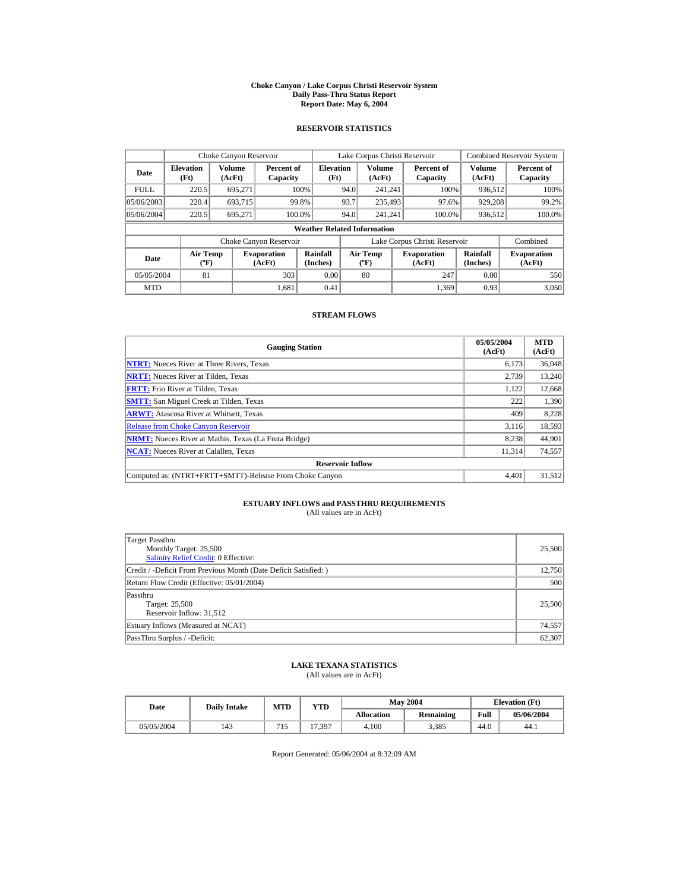# Choke Canyon / Lake Corpus Christi Reservoir System
## Daily Pass-Thru Status Report
### Report Date: May 6, 2004

## RESERVOIR STATISTICS

| Date | Choke Canyon Reservoir | | | Lake Corpus Christi Reservoir | | | Combined Reservoir System | |
|---|---|---|---|---|---|---|---|---|
| | Elevation (Ft) | Volume (AcFt) | Percent of Capacity | Elevation (Ft) | Volume (AcFt) | Percent of Capacity | Volume (AcFt) | Percent of Capacity |
| FULL | 220.5 | 695,271 | 100% | 94.0 | 241,241 | 100% | 936,512 | 100% |
| 05/06/2003 | 220.4 | 693,715 | 99.8% | 93.7 | 235,493 | 97.6% | 929,208 | 99.2% |
| 05/06/2004 | 220.5 | 695,271 | 100.0% | 94.0 | 241,241 | 100.0% | 936,512 | 100.0% |

**Weather Related Information**

| Date | Choke Canyon Reservoir | | | Lake Corpus Christi Reservoir | | | Combined |
|---|---|---|---|---|---|---|---|
| | Air Temp (ºF) | Evaporation (AcFt) | Rainfall (Inches) | Air Temp (ºF) | Evaporation (AcFt) | Rainfall (Inches) | Evaporation (AcFt) |
| 05/05/2004 | 81 | 303 | 0.00 | 80 | 247 | 0.00 | 550 |
| MTD | | 1,681 | 0.41 | | 1,369 | 0.93 | 3,050 |

## STREAM FLOWS

| Gauging Station | 05/05/2004 (AcFt) | MTD (AcFt) |
|---|---|---|
| NTRT: Nueces River at Three Rivers, Texas | 6,173 | 36,048 |
| NRTT: Nueces River at Tilden, Texas | 2,739 | 13,240 |
| FRTT: Frio River at Tilden, Texas | 1,122 | 12,668 |
| SMTT: San Miguel Creek at Tilden, Texas | 222 | 1,390 |
| ARWT: Atascosa River at Whitsett, Texas | 409 | 8,228 |
| Release from Choke Canyon Reservoir | 3,116 | 18,593 |
| NRMT: Nueces River at Mathis, Texas (La Fruta Bridge) | 8,238 | 44,901 |
| NCAT: Nueces River at Calallen, Texas | 11,314 | 74,557 |
| **Reservoir Inflow** | | |
| Computed as: (NTRT+FRTT+SMTT)-Release From Choke Canyon | 4,401 | 31,512 |

## ESTUARY INFLOWS and PASSTHRU REQUIREMENTS
(All values are in AcFt)

| | |
|---|---|
| Target Passthru<br>Monthly Target: 25,500<br>Salinity Relief Credit: 0 Effective: | 25,500 |
| Credit / -Deficit From Previous Month (Date Deficit Satisfied: ) | 12,750 |
| Return Flow Credit (Effective: 05/01/2004) | 500 |
| Passthru<br>Target: 25,500<br>Reservoir Inflow: 31,512 | 25,500 |
| Estuary Inflows (Measured at NCAT) | 74,557 |
| PassThru Surplus / -Deficit: | 62,307 |

## LAKE TEXANA STATISTICS
(All values are in AcFt)

| Date | Daily Intake | MTD | YTD | May 2004 | | Elevation (Ft) | |
|---|---|---|---|---|---|---|---|
| | | | | Allocation | Remaining | Full | 05/06/2004 |
| 05/05/2004 | 143 | 715 | 17,397 | 4,100 | 3,385 | 44.0 | 44.1 |

Report Generated: 05/06/2004 at 8:32:09 AM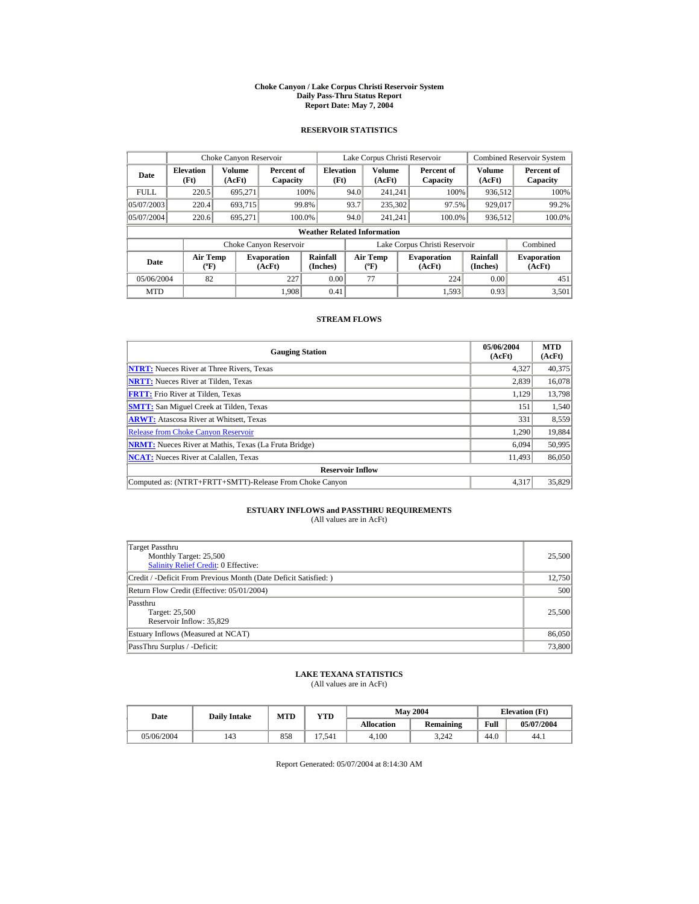# Choke Canyon / Lake Corpus Christi Reservoir System
## Daily Pass-Thru Status Report
## Report Date: May 7, 2004

### RESERVOIR STATISTICS

| Date | Choke Canyon Reservoir | | | Lake Corpus Christi Reservoir | | | Combined Reservoir System | |
|---|---|---|---|---|---|---|---|---|
| | Elevation (Ft) | Volume (AcFt) | Percent of Capacity | Elevation (Ft) | Volume (AcFt) | Percent of Capacity | Volume (AcFt) | Percent of Capacity |
| FULL | 220.5 | 695,271 | 100% | 94.0 | 241,241 | 100% | 936,512 | 100% |
| 05/07/2003 | 220.4 | 693,715 | 99.8% | 93.7 | 235,302 | 97.5% | 929,017 | 99.2% |
| 05/07/2004 | 220.6 | 695,271 | 100.0% | 94.0 | 241,241 | 100.0% | 936,512 | 100.0% |

**Weather Related Information**

| Date | Choke Canyon Reservoir | | | Lake Corpus Christi Reservoir | | | Combined |
|---|---|---|---|---|---|---|---|
| | Air Temp (ºF) | Evaporation (AcFt) | Rainfall (Inches) | Air Temp (ºF) | Evaporation (AcFt) | Rainfall (Inches) | Evaporation (AcFt) |
| 05/06/2004 | 82 | 227 | 0.00 | 77 | 224 | 0.00 | 451 |
| MTD | | 1,908 | 0.41 | | 1,593 | 0.93 | 3,501 |

### STREAM FLOWS

| Gauging Station | 05/06/2004 (AcFt) | MTD (AcFt) |
|---|---|---|
| **NTRT:** Nueces River at Three Rivers, Texas | 4,327 | 40,375 |
| **NRTT:** Nueces River at Tilden, Texas | 2,839 | 16,078 |
| **FRTT:** Frio River at Tilden, Texas | 1,129 | 13,798 |
| **SMTT:** San Miguel Creek at Tilden, Texas | 151 | 1,540 |
| **ARWT:** Atascosa River at Whitsett, Texas | 331 | 8,559 |
| Release from Choke Canyon Reservoir | 1,290 | 19,884 |
| **NRMT:** Nueces River at Mathis, Texas (La Fruta Bridge) | 6,094 | 50,995 |
| **NCAT:** Nueces River at Calallen, Texas | 11,493 | 86,050 |
| **Reservoir Inflow** | | |
| Computed as: (NTRT+FRTT+SMTT)-Release From Choke Canyon | 4,317 | 35,829 |

### ESTUARY INFLOWS and PASSTHRU REQUIREMENTS
(All values are in AcFt)

| | |
|---|---|
| Target Passthru<br>Monthly Target: 25,500<br>Salinity Relief Credit: 0 Effective: | 25,500 |
| Credit / -Deficit From Previous Month (Date Deficit Satisfied: ) | 12,750 |
| Return Flow Credit (Effective: 05/01/2004) | 500 |
| Passthru<br>Target: 25,500<br>Reservoir Inflow: 35,829 | 25,500 |
| Estuary Inflows (Measured at NCAT) | 86,050 |
| PassThru Surplus / -Deficit: | 73,800 |

### LAKE TEXANA STATISTICS
(All values are in AcFt)

| Date | Daily Intake | MTD | YTD | May 2004 | | Elevation (Ft) | |
|---|---|---|---|---|---|---|---|
| | | | | Allocation | Remaining | Full | 05/07/2004 |
| 05/06/2004 | 143 | 858 | 17,541 | 4,100 | 3,242 | 44.0 | 44.1 |

Report Generated: 05/07/2004 at 8:14:30 AM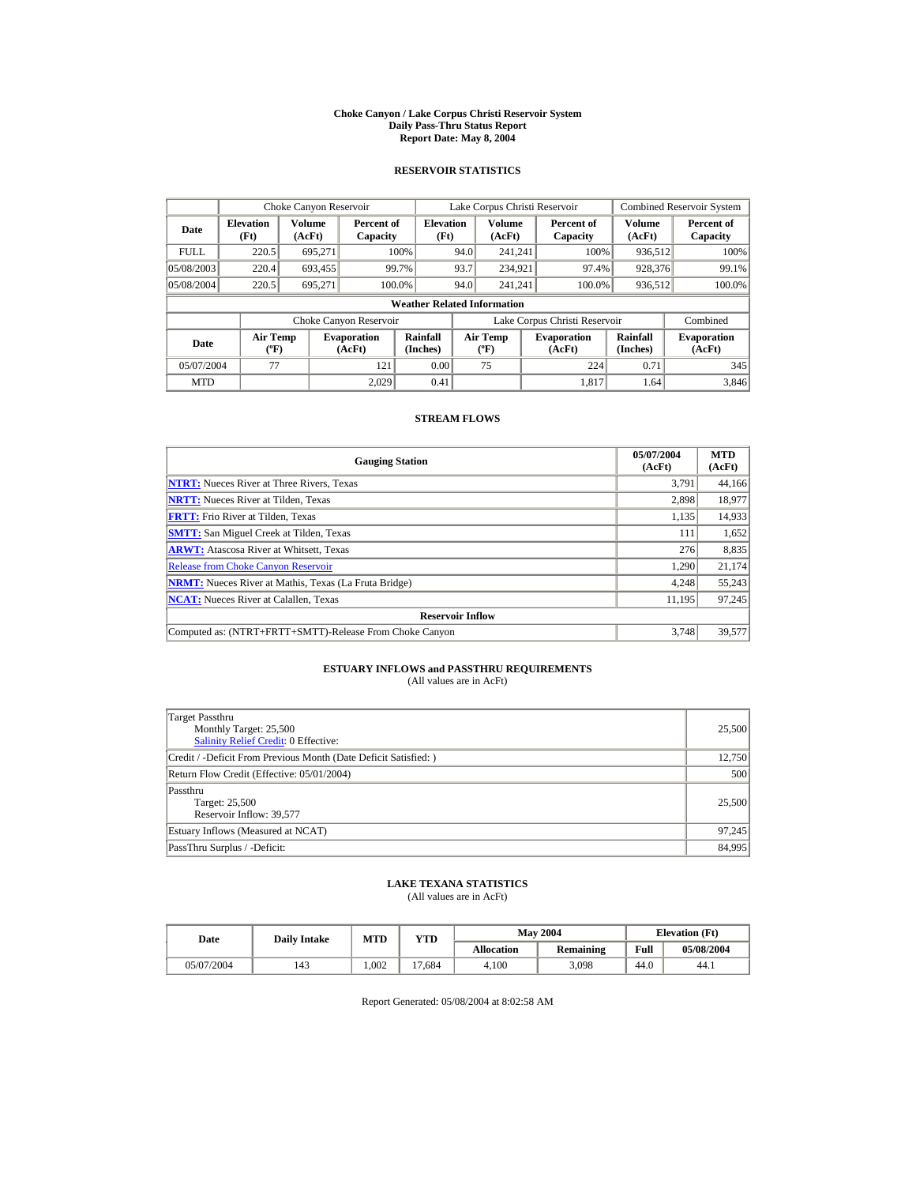# Choke Canyon / Lake Corpus Christi Reservoir System
## Daily Pass-Thru Status Report
### Report Date: May 8, 2004

## RESERVOIR STATISTICS

| Date | Choke Canyon Reservoir | | | Lake Corpus Christi Reservoir | | | Combined Reservoir System | |
|---|---|---|---|---|---|---|---|---|
| | Elevation (Ft) | Volume (AcFt) | Percent of Capacity | Elevation (Ft) | Volume (AcFt) | Percent of Capacity | Volume (AcFt) | Percent of Capacity |
| FULL | 220.5 | 695,271 | 100% | 94.0 | 241,241 | 100% | 936,512 | 100% |
| 05/08/2003 | 220.4 | 693,455 | 99.7% | 93.7 | 234,921 | 97.4% | 928,376 | 99.1% |
| 05/08/2004 | 220.5 | 695,271 | 100.0% | 94.0 | 241,241 | 100.0% | 936,512 | 100.0% |

**Weather Related Information**

| Date | Choke Canyon Reservoir | | | Lake Corpus Christi Reservoir | | | Combined |
|---|---|---|---|---|---|---|---|
| | Air Temp (ºF) | Evaporation (AcFt) | Rainfall (Inches) | Air Temp (ºF) | Evaporation (AcFt) | Rainfall (Inches) | Evaporation (AcFt) |
| 05/07/2004 | 77 | 121 | 0.00 | 75 | 224 | 0.71 | 345 |
| MTD | | 2,029 | 0.41 | | 1,817 | 1.64 | 3,846 |

## STREAM FLOWS

| Gauging Station | 05/07/2004 (AcFt) | MTD (AcFt) |
|---|---|---|
| NTRT: Nueces River at Three Rivers, Texas | 3,791 | 44,166 |
| NRTT: Nueces River at Tilden, Texas | 2,898 | 18,977 |
| FRTT: Frio River at Tilden, Texas | 1,135 | 14,933 |
| SMTT: San Miguel Creek at Tilden, Texas | 111 | 1,652 |
| ARWT: Atascosa River at Whitsett, Texas | 276 | 8,835 |
| Release from Choke Canyon Reservoir | 1,290 | 21,174 |
| NRMT: Nueces River at Mathis, Texas (La Fruta Bridge) | 4,248 | 55,243 |
| NCAT: Nueces River at Calallen, Texas | 11,195 | 97,245 |
| **Reservoir Inflow** | | |
| Computed as: (NTRT+FRTT+SMTT)-Release From Choke Canyon | 3,748 | 39,577 |

## ESTUARY INFLOWS and PASSTHRU REQUIREMENTS
(All values are in AcFt)

| | |
|---|---|
| Target Passthru<br>Monthly Target: 25,500<br>Salinity Relief Credit: 0 Effective: | 25,500 |
| Credit / -Deficit From Previous Month (Date Deficit Satisfied: ) | 12,750 |
| Return Flow Credit (Effective: 05/01/2004) | 500 |
| Passthru<br>Target: 25,500<br>Reservoir Inflow: 39,577 | 25,500 |
| Estuary Inflows (Measured at NCAT) | 97,245 |
| PassThru Surplus / -Deficit: | 84,995 |

## LAKE TEXANA STATISTICS
(All values are in AcFt)

| Date | Daily Intake | MTD | YTD | May 2004 | | Elevation (Ft) | |
|---|---|---|---|---|---|---|---|
| | | | | Allocation | Remaining | Full | 05/08/2004 |
| 05/07/2004 | 143 | 1,002 | 17,684 | 4,100 | 3,098 | 44.0 | 44.1 |

Report Generated: 05/08/2004 at 8:02:58 AM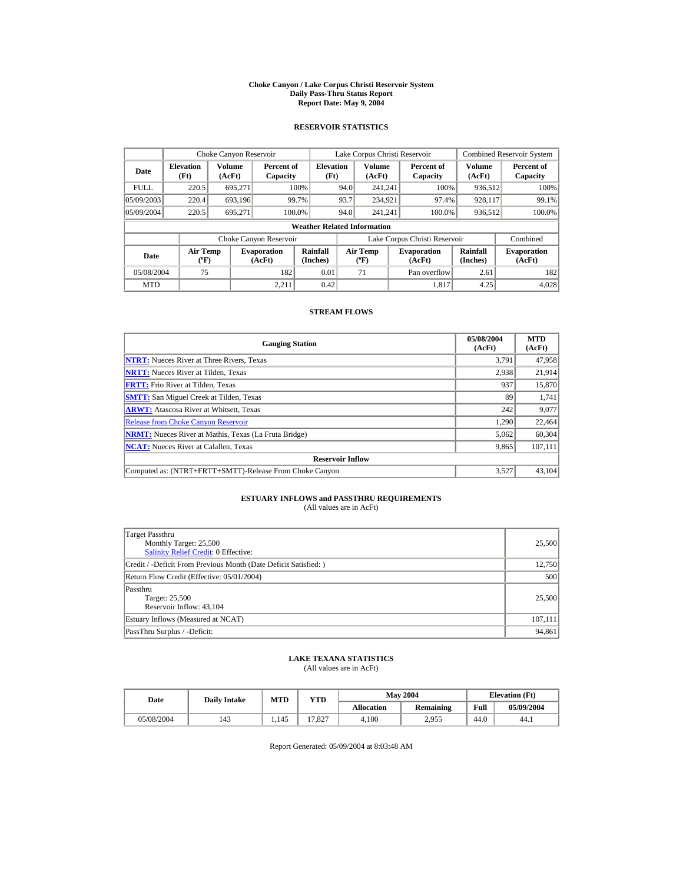# Choke Canyon / Lake Corpus Christi Reservoir System
## Daily Pass-Thru Status Report
### Report Date: May 9, 2004

## RESERVOIR STATISTICS

| Date | Choke Canyon Reservoir | | | Lake Corpus Christi Reservoir | | | Combined Reservoir System | |
|---|---|---|---|---|---|---|---|---|
| | Elevation (Ft) | Volume (AcFt) | Percent of Capacity | Elevation (Ft) | Volume (AcFt) | Percent of Capacity | Volume (AcFt) | Percent of Capacity |
| FULL | 220.5 | 695,271 | 100% | 94.0 | 241,241 | 100% | 936,512 | 100% |
| 05/09/2003 | 220.4 | 693,196 | 99.7% | 93.7 | 234,921 | 97.4% | 928,117 | 99.1% |
| 05/09/2004 | 220.5 | 695,271 | 100.0% | 94.0 | 241,241 | 100.0% | 936,512 | 100.0% |

**Weather Related Information**

| Date | Choke Canyon Reservoir | | | Lake Corpus Christi Reservoir | | | Combined |
|---|---|---|---|---|---|---|---|
| | Air Temp (ºF) | Evaporation (AcFt) | Rainfall (Inches) | Air Temp (ºF) | Evaporation (AcFt) | Rainfall (Inches) | Evaporation (AcFt) |
| 05/08/2004 | 75 | 182 | 0.01 | 71 | Pan overflow | 2.61 | 182 |
| MTD | | 2,211 | 0.42 | | 1,817 | 4.25 | 4,028 |

## STREAM FLOWS

| Gauging Station | 05/08/2004 (AcFt) | MTD (AcFt) |
|---|---|---|
| **NTRT:** Nueces River at Three Rivers, Texas | 3,791 | 47,958 |
| **NRTT:** Nueces River at Tilden, Texas | 2,938 | 21,914 |
| **FRTT:** Frio River at Tilden, Texas | 937 | 15,870 |
| **SMTT:** San Miguel Creek at Tilden, Texas | 89 | 1,741 |
| **ARWT:** Atascosa River at Whitsett, Texas | 242 | 9,077 |
| Release from Choke Canyon Reservoir | 1,290 | 22,464 |
| **NRMT:** Nueces River at Mathis, Texas (La Fruta Bridge) | 5,062 | 60,304 |
| **NCAT:** Nueces River at Calallen, Texas | 9,865 | 107,111 |
| **Reservoir Inflow** | | |
| Computed as: (NTRT+FRTT+SMTT)-Release From Choke Canyon | 3,527 | 43,104 |

## ESTUARY INFLOWS and PASSTHRU REQUIREMENTS
(All values are in AcFt)

| | |
|---|---|
| Target Passthru<br>Monthly Target: 25,500<br>Salinity Relief Credit: 0 Effective: | 25,500 |
| Credit / -Deficit From Previous Month (Date Deficit Satisfied: ) | 12,750 |
| Return Flow Credit (Effective: 05/01/2004) | 500 |
| Passthru<br>Target: 25,500<br>Reservoir Inflow: 43,104 | 25,500 |
| Estuary Inflows (Measured at NCAT) | 107,111 |
| PassThru Surplus / -Deficit: | 94,861 |

## LAKE TEXANA STATISTICS
(All values are in AcFt)

| Date | Daily Intake | MTD | YTD | May 2004 | | Elevation (Ft) | |
|---|---|---|---|---|---|---|---|
| | | | | Allocation | Remaining | Full | 05/09/2004 |
| 05/08/2004 | 143 | 1,145 | 17,827 | 4,100 | 2,955 | 44.0 | 44.1 |

Report Generated: 05/09/2004 at 8:03:48 AM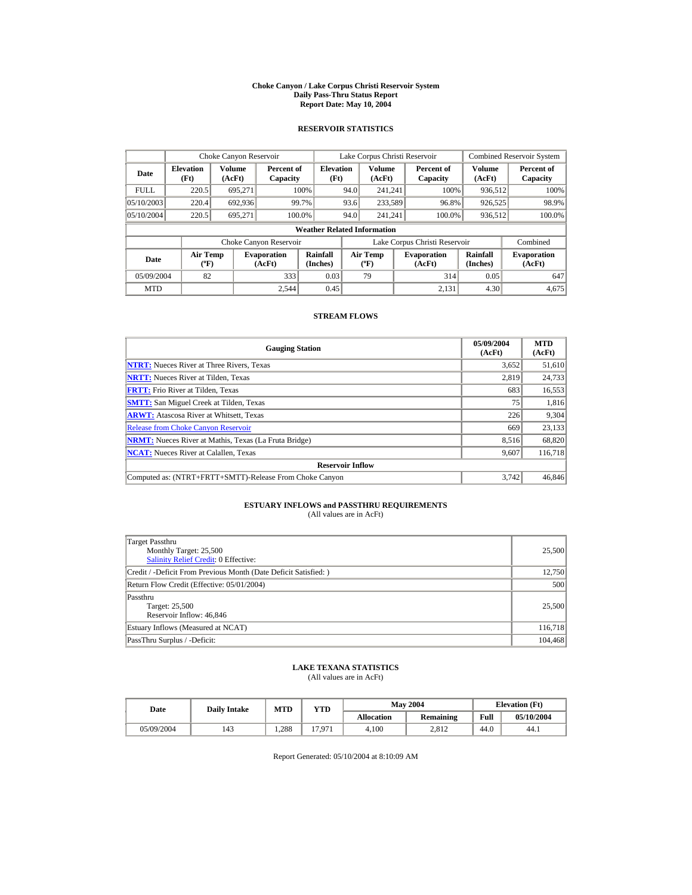# Choke Canyon / Lake Corpus Christi Reservoir System
## Daily Pass-Thru Status Report
## Report Date: May 10, 2004

### RESERVOIR STATISTICS

| | Choke Canyon Reservoir | | | Lake Corpus Christi Reservoir | | | Combined Reservoir System | |
|---|---|---|---|---|---|---|---|---|
| **Date** | **Elevation (Ft)** | **Volume (AcFt)** | **Percent of Capacity** | **Elevation (Ft)** | **Volume (AcFt)** | **Percent of Capacity** | **Volume (AcFt)** | **Percent of Capacity** |
| FULL | 220.5 | 695,271 | 100% | 94.0 | 241,241 | 100% | 936,512 | 100% |
| 05/10/2003 | 220.4 | 692,936 | 99.7% | 93.6 | 233,589 | 96.8% | 926,525 | 98.9% |
| 05/10/2004 | 220.5 | 695,271 | 100.0% | 94.0 | 241,241 | 100.0% | 936,512 | 100.0% |

**Weather Related Information**

| | Choke Canyon Reservoir | | | Lake Corpus Christi Reservoir | | | Combined |
|---|---|---|---|---|---|---|---|
| **Date** | **Air Temp (ºF)** | **Evaporation (AcFt)** | **Rainfall (Inches)** | **Air Temp (ºF)** | **Evaporation (AcFt)** | **Rainfall (Inches)** | **Evaporation (AcFt)** |
| 05/09/2004 | 82 | 333 | 0.03 | 79 | 314 | 0.05 | 647 |
| MTD | | 2,544 | 0.45 | | 2,131 | 4.30 | 4,675 |

### STREAM FLOWS

| Gauging Station | 05/09/2004 (AcFt) | MTD (AcFt) |
|---|---|---|
| **NTRT:** Nueces River at Three Rivers, Texas | 3,652 | 51,610 |
| **NRTT:** Nueces River at Tilden, Texas | 2,819 | 24,733 |
| **FRTT:** Frio River at Tilden, Texas | 683 | 16,553 |
| **SMTT:** San Miguel Creek at Tilden, Texas | 75 | 1,816 |
| **ARWT:** Atascosa River at Whitsett, Texas | 226 | 9,304 |
| Release from Choke Canyon Reservoir | 669 | 23,133 |
| **NRMT:** Nueces River at Mathis, Texas (La Fruta Bridge) | 8,516 | 68,820 |
| **NCAT:** Nueces River at Calallen, Texas | 9,607 | 116,718 |
| **Reservoir Inflow** | | |
| Computed as: (NTRT+FRTT+SMTT)-Release From Choke Canyon | 3,742 | 46,846 |

### ESTUARY INFLOWS and PASSTHRU REQUIREMENTS
(All values are in AcFt)

| | |
|---|---|
| Target Passthru<br>Monthly Target: 25,500<br>Salinity Relief Credit: 0 Effective: | 25,500 |
| Credit / -Deficit From Previous Month (Date Deficit Satisfied: ) | 12,750 |
| Return Flow Credit (Effective: 05/01/2004) | 500 |
| Passthru<br>Target: 25,500<br>Reservoir Inflow: 46,846 | 25,500 |
| Estuary Inflows (Measured at NCAT) | 116,718 |
| PassThru Surplus / -Deficit: | 104,468 |

### LAKE TEXANA STATISTICS
(All values are in AcFt)

| Date | Daily Intake | MTD | YTD | May 2004 | | Elevation (Ft) | |
|---|---|---|---|---|---|---|---|
| | | | | **Allocation** | **Remaining** | **Full** | **05/10/2004** |
| 05/09/2004 | 143 | 1,288 | 17,971 | 4,100 | 2,812 | 44.0 | 44.1 |

Report Generated: 05/10/2004 at 8:10:09 AM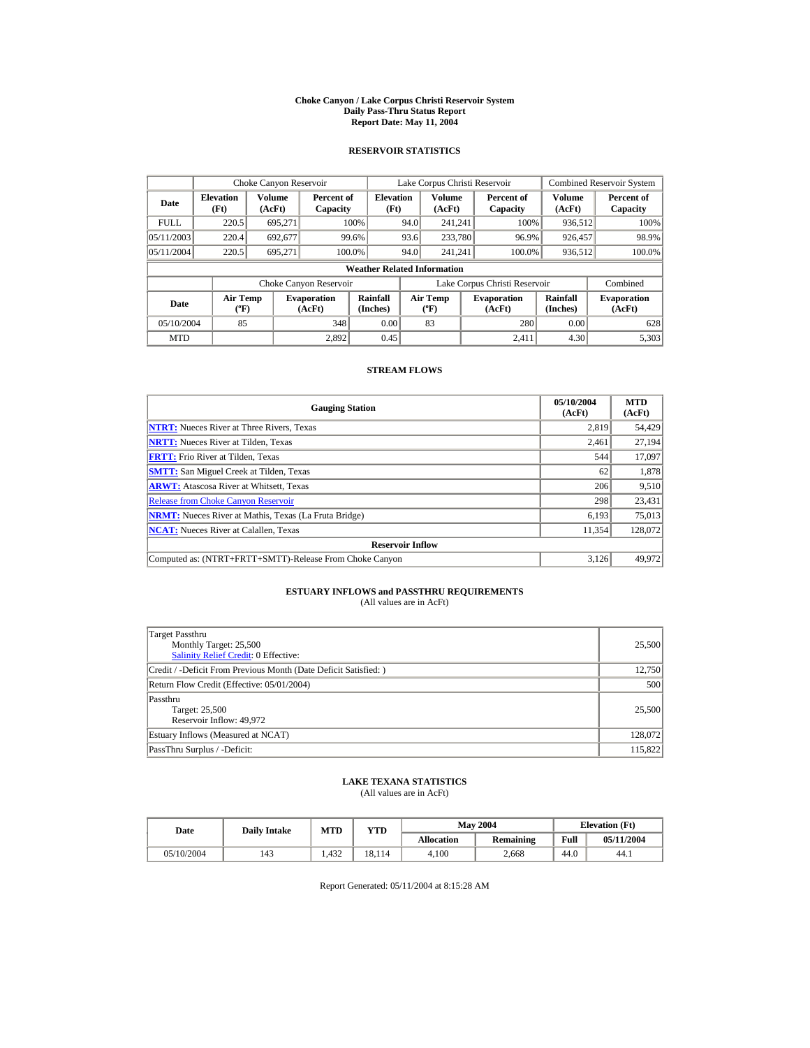# Choke Canyon / Lake Corpus Christi Reservoir System
## Daily Pass-Thru Status Report
### Report Date: May 11, 2004

## RESERVOIR STATISTICS

| Date | Choke Canyon Reservoir | | | Lake Corpus Christi Reservoir | | | Combined Reservoir System | |
|---|---|---|---|---|---|---|---|---|
| | Elevation (Ft) | Volume (AcFt) | Percent of Capacity | Elevation (Ft) | Volume (AcFt) | Percent of Capacity | Volume (AcFt) | Percent of Capacity |
| FULL | 220.5 | 695,271 | 100% | 94.0 | 241,241 | 100% | 936,512 | 100% |
| 05/11/2003 | 220.4 | 692,677 | 99.6% | 93.6 | 233,780 | 96.9% | 926,457 | 98.9% |
| 05/11/2004 | 220.5 | 695,271 | 100.0% | 94.0 | 241,241 | 100.0% | 936,512 | 100.0% |

**Weather Related Information**

| Date | Choke Canyon Reservoir | | | Lake Corpus Christi Reservoir | | | Combined |
|---|---|---|---|---|---|---|---|
| | Air Temp (ºF) | Evaporation (AcFt) | Rainfall (Inches) | Air Temp (ºF) | Evaporation (AcFt) | Rainfall (Inches) | Evaporation (AcFt) |
| 05/10/2004 | 85 | 348 | 0.00 | 83 | 280 | 0.00 | 628 |
| MTD | | 2,892 | 0.45 | | 2,411 | 4.30 | 5,303 |

## STREAM FLOWS

| Gauging Station | 05/10/2004 (AcFt) | MTD (AcFt) |
|---|---|---|
| NTRT: Nueces River at Three Rivers, Texas | 2,819 | 54,429 |
| NRTT: Nueces River at Tilden, Texas | 2,461 | 27,194 |
| FRTT: Frio River at Tilden, Texas | 544 | 17,097 |
| SMTT: San Miguel Creek at Tilden, Texas | 62 | 1,878 |
| ARWT: Atascosa River at Whitsett, Texas | 206 | 9,510 |
| Release from Choke Canyon Reservoir | 298 | 23,431 |
| NRMT: Nueces River at Mathis, Texas (La Fruta Bridge) | 6,193 | 75,013 |
| NCAT: Nueces River at Calallen, Texas | 11,354 | 128,072 |
| **Reservoir Inflow** | | |
| Computed as: (NTRT+FRTT+SMTT)-Release From Choke Canyon | 3,126 | 49,972 |

## ESTUARY INFLOWS and PASSTHRU REQUIREMENTS
(All values are in AcFt)

| | |
|---|---|
| Target Passthru<br>Monthly Target: 25,500<br>Salinity Relief Credit: 0 Effective: | 25,500 |
| Credit / -Deficit From Previous Month (Date Deficit Satisfied: ) | 12,750 |
| Return Flow Credit (Effective: 05/01/2004) | 500 |
| Passthru<br>Target: 25,500<br>Reservoir Inflow: 49,972 | 25,500 |
| Estuary Inflows (Measured at NCAT) | 128,072 |
| PassThru Surplus / -Deficit: | 115,822 |

## LAKE TEXANA STATISTICS
(All values are in AcFt)

| Date | Daily Intake | MTD | YTD | May 2004 | | Elevation (Ft) | |
|---|---|---|---|---|---|---|---|
| | | | | Allocation | Remaining | Full | 05/11/2004 |
| 05/10/2004 | 143 | 1,432 | 18,114 | 4,100 | 2,668 | 44.0 | 44.1 |

Report Generated: 05/11/2004 at 8:15:28 AM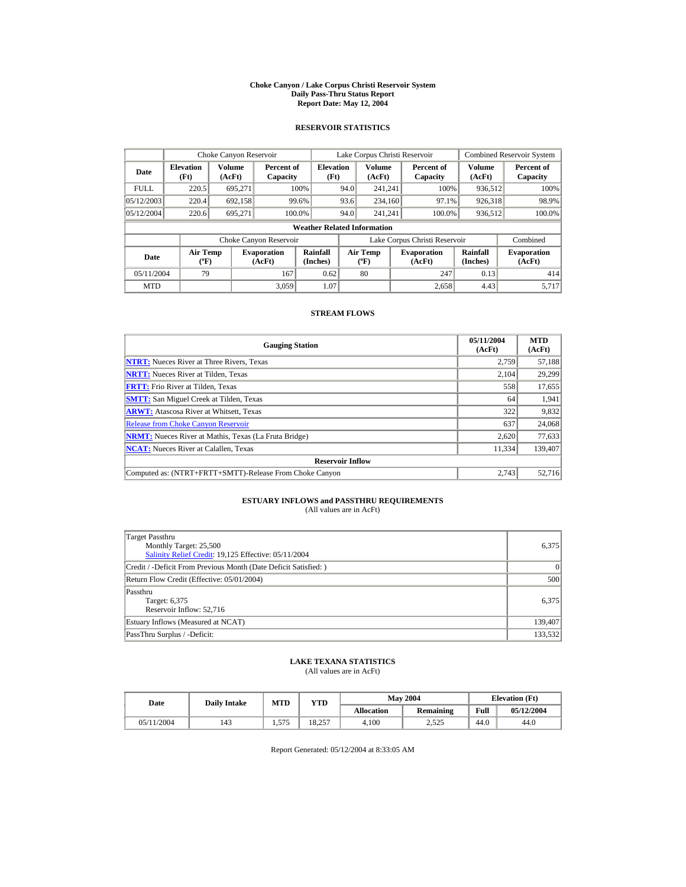# Choke Canyon / Lake Corpus Christi Reservoir System
## Daily Pass-Thru Status Report
### Report Date: May 12, 2004

## RESERVOIR STATISTICS

| Date | Choke Canyon Reservoir | | | Lake Corpus Christi Reservoir | | | Combined Reservoir System | |
|---|---|---|---|---|---|---|---|---|
| | Elevation (Ft) | Volume (AcFt) | Percent of Capacity | Elevation (Ft) | Volume (AcFt) | Percent of Capacity | Volume (AcFt) | Percent of Capacity |
| FULL | 220.5 | 695,271 | 100% | 94.0 | 241,241 | 100% | 936,512 | 100% |
| 05/12/2003 | 220.4 | 692,158 | 99.6% | 93.6 | 234,160 | 97.1% | 926,318 | 98.9% |
| 05/12/2004 | 220.6 | 695,271 | 100.0% | 94.0 | 241,241 | 100.0% | 936,512 | 100.0% |

**Weather Related Information**

| Date | Choke Canyon Reservoir | | | Lake Corpus Christi Reservoir | | | Combined |
|---|---|---|---|---|---|---|---|
| | Air Temp (ºF) | Evaporation (AcFt) | Rainfall (Inches) | Air Temp (ºF) | Evaporation (AcFt) | Rainfall (Inches) | Evaporation (AcFt) |
| 05/11/2004 | 79 | 167 | 0.62 | 80 | 247 | 0.13 | 414 |
| MTD | | 3,059 | 1.07 | | 2,658 | 4.43 | 5,717 |

## STREAM FLOWS

| Gauging Station | 05/11/2004 (AcFt) | MTD (AcFt) |
|---|---|---|
| NTRT: Nueces River at Three Rivers, Texas | 2,759 | 57,188 |
| NRTT: Nueces River at Tilden, Texas | 2,104 | 29,299 |
| FRTT: Frio River at Tilden, Texas | 558 | 17,655 |
| SMTT: San Miguel Creek at Tilden, Texas | 64 | 1,941 |
| ARWT: Atascosa River at Whitsett, Texas | 322 | 9,832 |
| Release from Choke Canyon Reservoir | 637 | 24,068 |
| NRMT: Nueces River at Mathis, Texas (La Fruta Bridge) | 2,620 | 77,633 |
| NCAT: Nueces River at Calallen, Texas | 11,334 | 139,407 |
| **Reservoir Inflow** | | |
| Computed as: (NTRT+FRTT+SMTT)-Release From Choke Canyon | 2,743 | 52,716 |

## ESTUARY INFLOWS and PASSTHRU REQUIREMENTS
(All values are in AcFt)

| | |
|---|---|
| Target Passthru<br>Monthly Target: 25,500<br>Salinity Relief Credit: 19,125 Effective: 05/11/2004 | 6,375 |
| Credit / -Deficit From Previous Month (Date Deficit Satisfied: ) | 0 |
| Return Flow Credit (Effective: 05/01/2004) | 500 |
| Passthru<br>Target: 6,375<br>Reservoir Inflow: 52,716 | 6,375 |
| Estuary Inflows (Measured at NCAT) | 139,407 |
| PassThru Surplus / -Deficit: | 133,532 |

## LAKE TEXANA STATISTICS
(All values are in AcFt)

| Date | Daily Intake | MTD | YTD | May 2004 | | Elevation (Ft) | |
|---|---|---|---|---|---|---|---|
| | | | | Allocation | Remaining | Full | 05/12/2004 |
| 05/11/2004 | 143 | 1,575 | 18,257 | 4,100 | 2,525 | 44.0 | 44.0 |

Report Generated: 05/12/2004 at 8:33:05 AM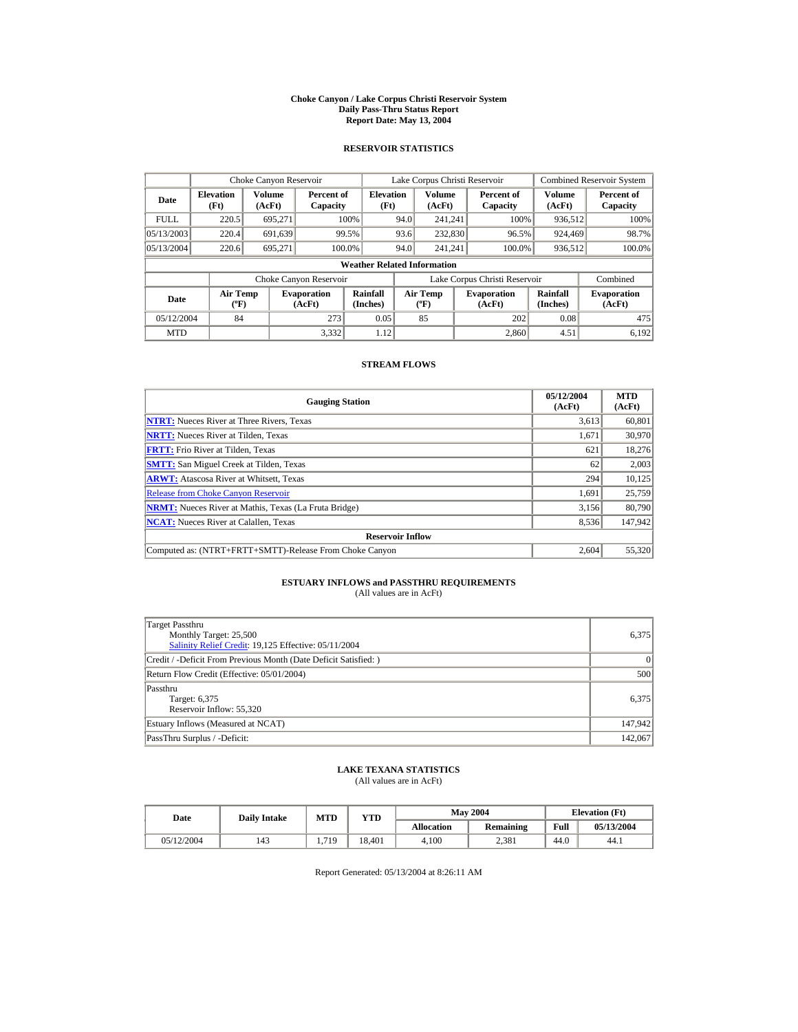# Choke Canyon / Lake Corpus Christi Reservoir System
## Daily Pass-Thru Status Report
### Report Date: May 13, 2004

## RESERVOIR STATISTICS

| Date | Choke Canyon Reservoir | | | Lake Corpus Christi Reservoir | | | Combined Reservoir System | |
|---|---|---|---|---|---|---|---|---|
| | Elevation (Ft) | Volume (AcFt) | Percent of Capacity | Elevation (Ft) | Volume (AcFt) | Percent of Capacity | Volume (AcFt) | Percent of Capacity |
| FULL | 220.5 | 695,271 | 100% | 94.0 | 241,241 | 100% | 936,512 | 100% |
| 05/13/2003 | 220.4 | 691,639 | 99.5% | 93.6 | 232,830 | 96.5% | 924,469 | 98.7% |
| 05/13/2004 | 220.6 | 695,271 | 100.0% | 94.0 | 241,241 | 100.0% | 936,512 | 100.0% |

**Weather Related Information**

| Date | Choke Canyon Reservoir | | | Lake Corpus Christi Reservoir | | | Combined |
|---|---|---|---|---|---|---|---|
| | Air Temp (ºF) | Evaporation (AcFt) | Rainfall (Inches) | Air Temp (ºF) | Evaporation (AcFt) | Rainfall (Inches) | Evaporation (AcFt) |
| 05/12/2004 | 84 | 273 | 0.05 | 85 | 202 | 0.08 | 475 |
| MTD | | 3,332 | 1.12 | | 2,860 | 4.51 | 6,192 |

## STREAM FLOWS

| Gauging Station | 05/12/2004 (AcFt) | MTD (AcFt) |
|---|---|---|
| **NTRT:** Nueces River at Three Rivers, Texas | 3,613 | 60,801 |
| **NRTT:** Nueces River at Tilden, Texas | 1,671 | 30,970 |
| **FRTT:** Frio River at Tilden, Texas | 621 | 18,276 |
| **SMTT:** San Miguel Creek at Tilden, Texas | 62 | 2,003 |
| **ARWT:** Atascosa River at Whitsett, Texas | 294 | 10,125 |
| Release from Choke Canyon Reservoir | 1,691 | 25,759 |
| **NRMT:** Nueces River at Mathis, Texas (La Fruta Bridge) | 3,156 | 80,790 |
| **NCAT:** Nueces River at Calallen, Texas | 8,536 | 147,942 |
| **Reservoir Inflow** | | |
| Computed as: (NTRT+FRTT+SMTT)-Release From Choke Canyon | 2,604 | 55,320 |

## ESTUARY INFLOWS and PASSTHRU REQUIREMENTS
(All values are in AcFt)

| | |
|---|---|
| Target Passthru<br>Monthly Target: 25,500<br>Salinity Relief Credit: 19,125 Effective: 05/11/2004 | 6,375 |
| Credit / -Deficit From Previous Month (Date Deficit Satisfied: ) | 0 |
| Return Flow Credit (Effective: 05/01/2004) | 500 |
| Passthru<br>Target: 6,375<br>Reservoir Inflow: 55,320 | 6,375 |
| Estuary Inflows (Measured at NCAT) | 147,942 |
| PassThru Surplus / -Deficit: | 142,067 |

## LAKE TEXANA STATISTICS
(All values are in AcFt)

| Date | Daily Intake | MTD | YTD | May 2004 | | Elevation (Ft) | |
|---|---|---|---|---|---|---|---|
| | | | | Allocation | Remaining | Full | 05/13/2004 |
| 05/12/2004 | 143 | 1,719 | 18,401 | 4,100 | 2,381 | 44.0 | 44.1 |

Report Generated: 05/13/2004 at 8:26:11 AM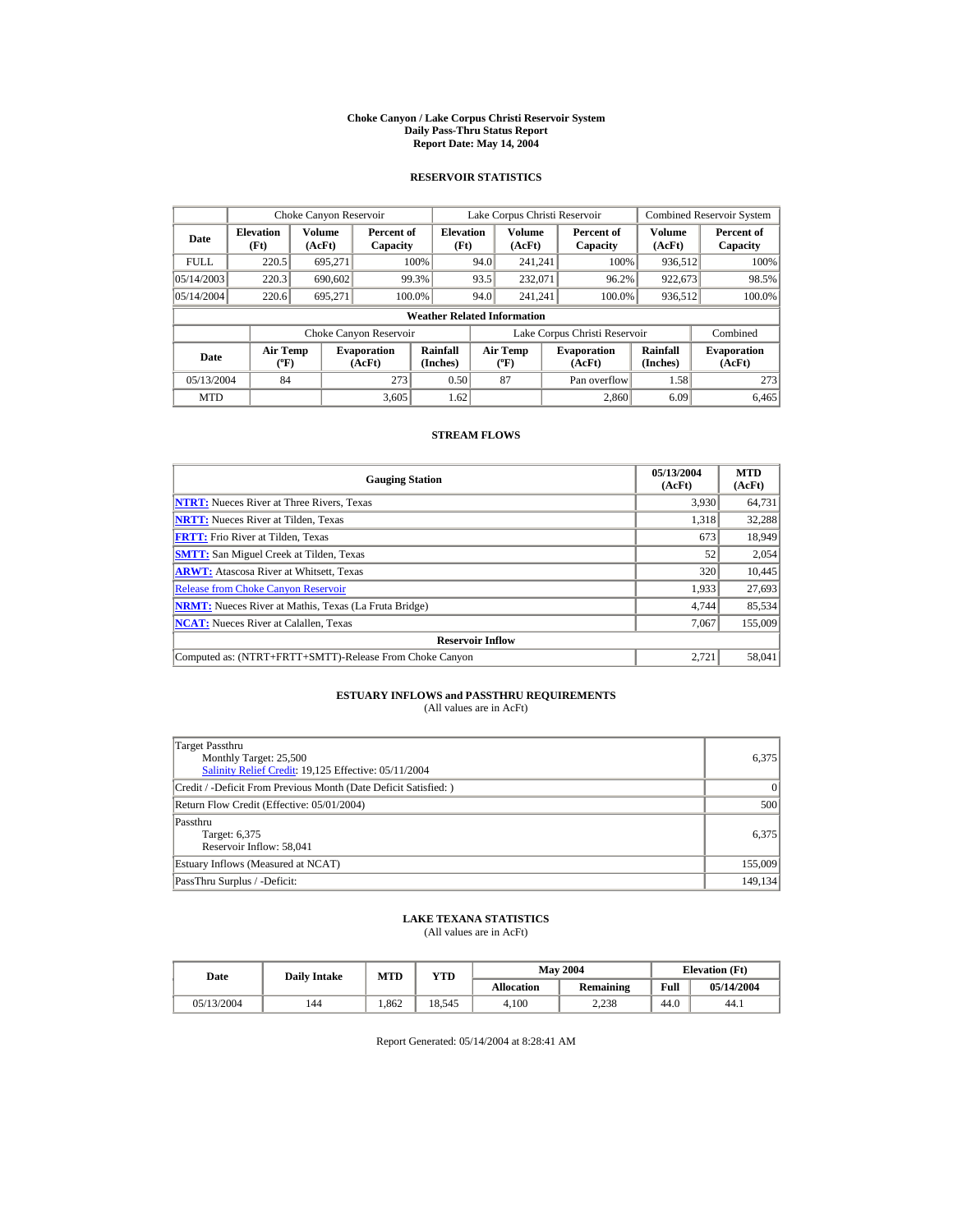# Choke Canyon / Lake Corpus Christi Reservoir System
## Daily Pass-Thru Status Report
### Report Date: May 14, 2004

## RESERVOIR STATISTICS

| Date | Choke Canyon Reservoir | | | Lake Corpus Christi Reservoir | | | Combined Reservoir System | |
|---|---|---|---|---|---|---|---|---|
| | Elevation (Ft) | Volume (AcFt) | Percent of Capacity | Elevation (Ft) | Volume (AcFt) | Percent of Capacity | Volume (AcFt) | Percent of Capacity |
| FULL | 220.5 | 695,271 | 100% | 94.0 | 241,241 | 100% | 936,512 | 100% |
| 05/14/2003 | 220.3 | 690,602 | 99.3% | 93.5 | 232,071 | 96.2% | 922,673 | 98.5% |
| 05/14/2004 | 220.6 | 695,271 | 100.0% | 94.0 | 241,241 | 100.0% | 936,512 | 100.0% |

**Weather Related Information**

| Date | Choke Canyon Reservoir | | | Lake Corpus Christi Reservoir | | | Combined |
|---|---|---|---|---|---|---|---|
| | Air Temp (ºF) | Evaporation (AcFt) | Rainfall (Inches) | Air Temp (ºF) | Evaporation (AcFt) | Rainfall (Inches) | Evaporation (AcFt) |
| 05/13/2004 | 84 | 273 | 0.50 | 87 | Pan overflow | 1.58 | 273 |
| MTD | | 3,605 | 1.62 | | 2,860 | 6.09 | 6,465 |

## STREAM FLOWS

| Gauging Station | 05/13/2004 (AcFt) | MTD (AcFt) |
|---|---|---|
| **NTRT:** Nueces River at Three Rivers, Texas | 3,930 | 64,731 |
| **NRTT:** Nueces River at Tilden, Texas | 1,318 | 32,288 |
| **FRTT:** Frio River at Tilden, Texas | 673 | 18,949 |
| **SMTT:** San Miguel Creek at Tilden, Texas | 52 | 2,054 |
| **ARWT:** Atascosa River at Whitsett, Texas | 320 | 10,445 |
| Release from Choke Canyon Reservoir | 1,933 | 27,693 |
| **NRMT:** Nueces River at Mathis, Texas (La Fruta Bridge) | 4,744 | 85,534 |
| **NCAT:** Nueces River at Calallen, Texas | 7,067 | 155,009 |
| **Reservoir Inflow** | | |
| Computed as: (NTRT+FRTT+SMTT)-Release From Choke Canyon | 2,721 | 58,041 |

## ESTUARY INFLOWS and PASSTHRU REQUIREMENTS
(All values are in AcFt)

| | |
|---|---|
| Target Passthru<br>Monthly Target: 25,500<br>Salinity Relief Credit: 19,125 Effective: 05/11/2004 | 6,375 |
| Credit / -Deficit From Previous Month (Date Deficit Satisfied: ) | 0 |
| Return Flow Credit (Effective: 05/01/2004) | 500 |
| Passthru<br>Target: 6,375<br>Reservoir Inflow: 58,041 | 6,375 |
| Estuary Inflows (Measured at NCAT) | 155,009 |
| PassThru Surplus / -Deficit: | 149,134 |

## LAKE TEXANA STATISTICS
(All values are in AcFt)

| Date | Daily Intake | MTD | YTD | May 2004 | | Elevation (Ft) | |
|---|---|---|---|---|---|---|---|
| | | | | Allocation | Remaining | Full | 05/14/2004 |
| 05/13/2004 | 144 | 1,862 | 18,545 | 4,100 | 2,238 | 44.0 | 44.1 |

Report Generated: 05/14/2004 at 8:28:41 AM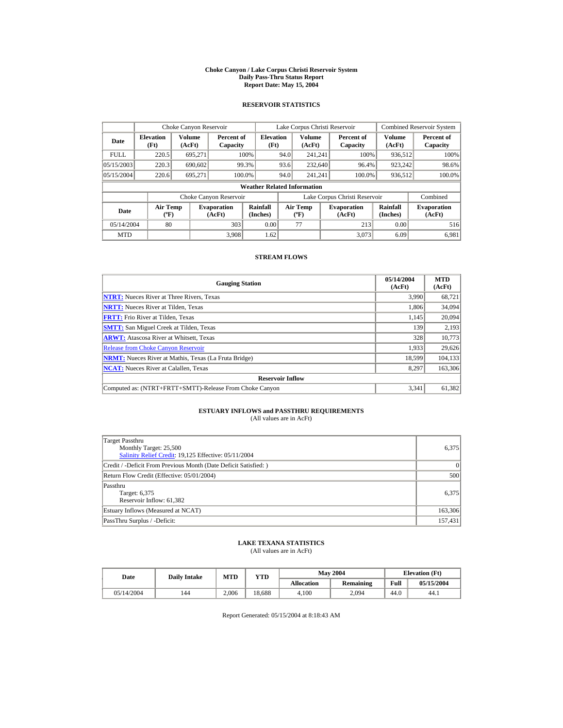# Choke Canyon / Lake Corpus Christi Reservoir System
## Daily Pass-Thru Status Report
### Report Date: May 15, 2004

## RESERVOIR STATISTICS

| Date | Choke Canyon Reservoir | | | Lake Corpus Christi Reservoir | | | Combined Reservoir System | |
|---|---|---|---|---|---|---|---|---|
| | Elevation (Ft) | Volume (AcFt) | Percent of Capacity | Elevation (Ft) | Volume (AcFt) | Percent of Capacity | Volume (AcFt) | Percent of Capacity |
| FULL | 220.5 | 695,271 | 100% | 94.0 | 241,241 | 100% | 936,512 | 100% |
| 05/15/2003 | 220.3 | 690,602 | 99.3% | 93.6 | 232,640 | 96.4% | 923,242 | 98.6% |
| 05/15/2004 | 220.6 | 695,271 | 100.0% | 94.0 | 241,241 | 100.0% | 936,512 | 100.0% |

**Weather Related Information**

| Date | Choke Canyon Reservoir | | | Lake Corpus Christi Reservoir | | | Combined |
|---|---|---|---|---|---|---|---|
| | Air Temp (ºF) | Evaporation (AcFt) | Rainfall (Inches) | Air Temp (ºF) | Evaporation (AcFt) | Rainfall (Inches) | Evaporation (AcFt) |
| 05/14/2004 | 80 | 303 | 0.00 | 77 | 213 | 0.00 | 516 |
| MTD | | 3,908 | 1.62 | | 3,073 | 6.09 | 6,981 |

## STREAM FLOWS

| Gauging Station | 05/14/2004 (AcFt) | MTD (AcFt) |
|---|---|---|
| NTRT: Nueces River at Three Rivers, Texas | 3,990 | 68,721 |
| NRTT: Nueces River at Tilden, Texas | 1,806 | 34,094 |
| FRTT: Frio River at Tilden, Texas | 1,145 | 20,094 |
| SMTT: San Miguel Creek at Tilden, Texas | 139 | 2,193 |
| ARWT: Atascosa River at Whitsett, Texas | 328 | 10,773 |
| Release from Choke Canyon Reservoir | 1,933 | 29,626 |
| NRMT: Nueces River at Mathis, Texas (La Fruta Bridge) | 18,599 | 104,133 |
| NCAT: Nueces River at Calallen, Texas | 8,297 | 163,306 |
| **Reservoir Inflow** | | |
| Computed as: (NTRT+FRTT+SMTT)-Release From Choke Canyon | 3,341 | 61,382 |

## ESTUARY INFLOWS and PASSTHRU REQUIREMENTS
(All values are in AcFt)

| | |
|---|---|
| Target Passthru<br>Monthly Target: 25,500<br>Salinity Relief Credit: 19,125 Effective: 05/11/2004 | 6,375 |
| Credit / -Deficit From Previous Month (Date Deficit Satisfied: ) | 0 |
| Return Flow Credit (Effective: 05/01/2004) | 500 |
| Passthru<br>Target: 6,375<br>Reservoir Inflow: 61,382 | 6,375 |
| Estuary Inflows (Measured at NCAT) | 163,306 |
| PassThru Surplus / -Deficit: | 157,431 |

## LAKE TEXANA STATISTICS
(All values are in AcFt)

| Date | Daily Intake | MTD | YTD | May 2004 | | Elevation (Ft) | |
|---|---|---|---|---|---|---|---|
| | | | | Allocation | Remaining | Full | 05/15/2004 |
| 05/14/2004 | 144 | 2,006 | 18,688 | 4,100 | 2,094 | 44.0 | 44.1 |

Report Generated: 05/15/2004 at 8:18:43 AM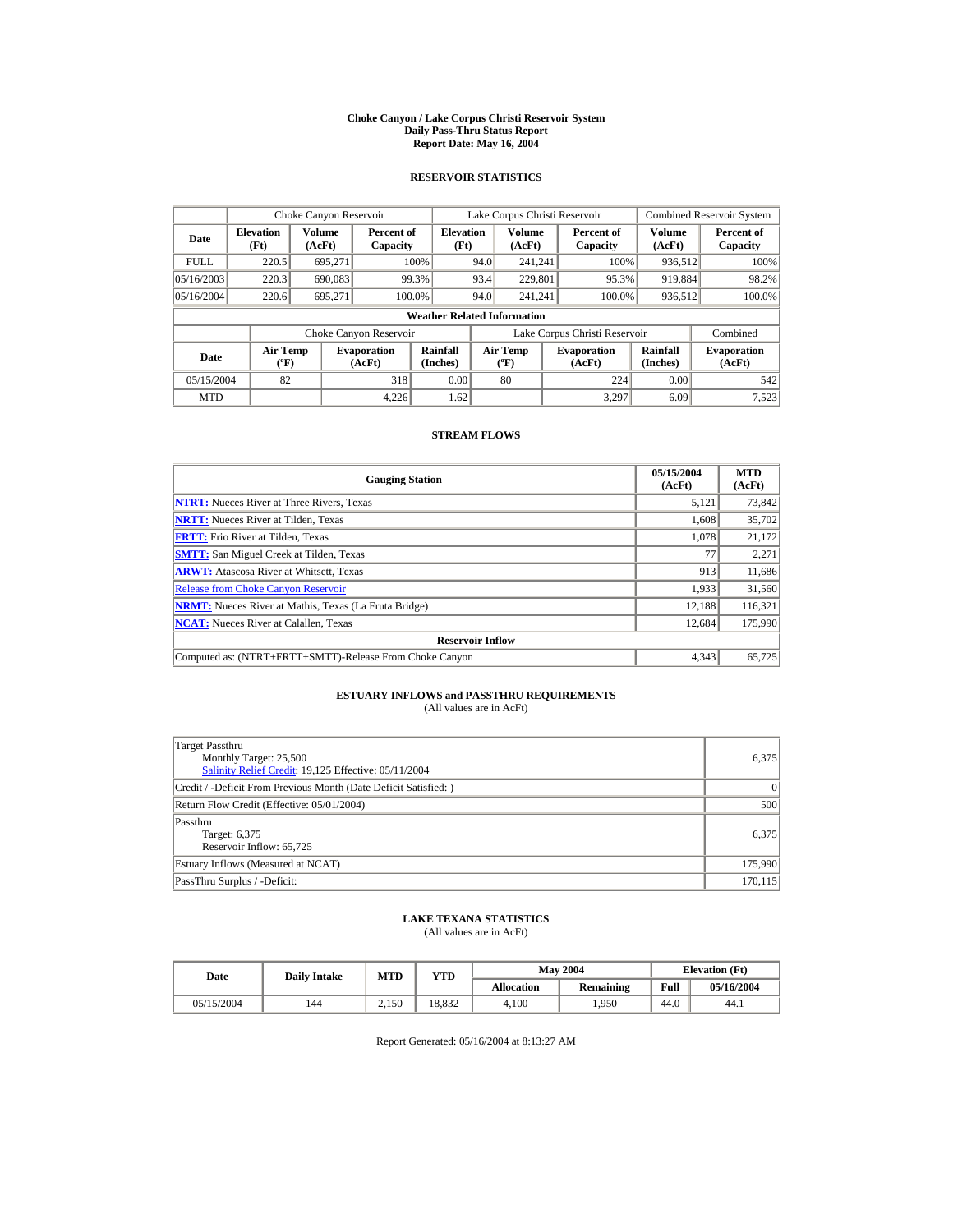# Choke Canyon / Lake Corpus Christi Reservoir System
## Daily Pass-Thru Status Report
### Report Date: May 16, 2004

## RESERVOIR STATISTICS

| Date | Choke Canyon Reservoir | | | Lake Corpus Christi Reservoir | | | Combined Reservoir System | |
|---|---|---|---|---|---|---|---|---|
| | Elevation (Ft) | Volume (AcFt) | Percent of Capacity | Elevation (Ft) | Volume (AcFt) | Percent of Capacity | Volume (AcFt) | Percent of Capacity |
| FULL | 220.5 | 695,271 | 100% | 94.0 | 241,241 | 100% | 936,512 | 100% |
| 05/16/2003 | 220.3 | 690,083 | 99.3% | 93.4 | 229,801 | 95.3% | 919,884 | 98.2% |
| 05/16/2004 | 220.6 | 695,271 | 100.0% | 94.0 | 241,241 | 100.0% | 936,512 | 100.0% |

**Weather Related Information**

| Date | Choke Canyon Reservoir | | | Lake Corpus Christi Reservoir | | | Combined |
|---|---|---|---|---|---|---|---|
| | Air Temp (ºF) | Evaporation (AcFt) | Rainfall (Inches) | Air Temp (ºF) | Evaporation (AcFt) | Rainfall (Inches) | Evaporation (AcFt) |
| 05/15/2004 | 82 | 318 | 0.00 | 80 | 224 | 0.00 | 542 |
| MTD | | 4,226 | 1.62 | | 3,297 | 6.09 | 7,523 |

## STREAM FLOWS

| Gauging Station | 05/15/2004 (AcFt) | MTD (AcFt) |
|---|---|---|
| NTRT: Nueces River at Three Rivers, Texas | 5,121 | 73,842 |
| NRTT: Nueces River at Tilden, Texas | 1,608 | 35,702 |
| FRTT: Frio River at Tilden, Texas | 1,078 | 21,172 |
| SMTT: San Miguel Creek at Tilden, Texas | 77 | 2,271 |
| ARWT: Atascosa River at Whitsett, Texas | 913 | 11,686 |
| Release from Choke Canyon Reservoir | 1,933 | 31,560 |
| NRMT: Nueces River at Mathis, Texas (La Fruta Bridge) | 12,188 | 116,321 |
| NCAT: Nueces River at Calallen, Texas | 12,684 | 175,990 |
| **Reservoir Inflow** | | |
| Computed as: (NTRT+FRTT+SMTT)-Release From Choke Canyon | 4,343 | 65,725 |

## ESTUARY INFLOWS and PASSTHRU REQUIREMENTS
(All values are in AcFt)

| | |
|---|---|
| Target Passthru<br>Monthly Target: 25,500<br>Salinity Relief Credit: 19,125 Effective: 05/11/2004 | 6,375 |
| Credit / -Deficit From Previous Month (Date Deficit Satisfied: ) | 0 |
| Return Flow Credit (Effective: 05/01/2004) | 500 |
| Passthru<br>Target: 6,375<br>Reservoir Inflow: 65,725 | 6,375 |
| Estuary Inflows (Measured at NCAT) | 175,990 |
| PassThru Surplus / -Deficit: | 170,115 |

## LAKE TEXANA STATISTICS
(All values are in AcFt)

| Date | Daily Intake | MTD | YTD | May 2004 | | Elevation (Ft) | |
|---|---|---|---|---|---|---|---|
| | | | | Allocation | Remaining | Full | 05/16/2004 |
| 05/15/2004 | 144 | 2,150 | 18,832 | 4,100 | 1,950 | 44.0 | 44.1 |

Report Generated: 05/16/2004 at 8:13:27 AM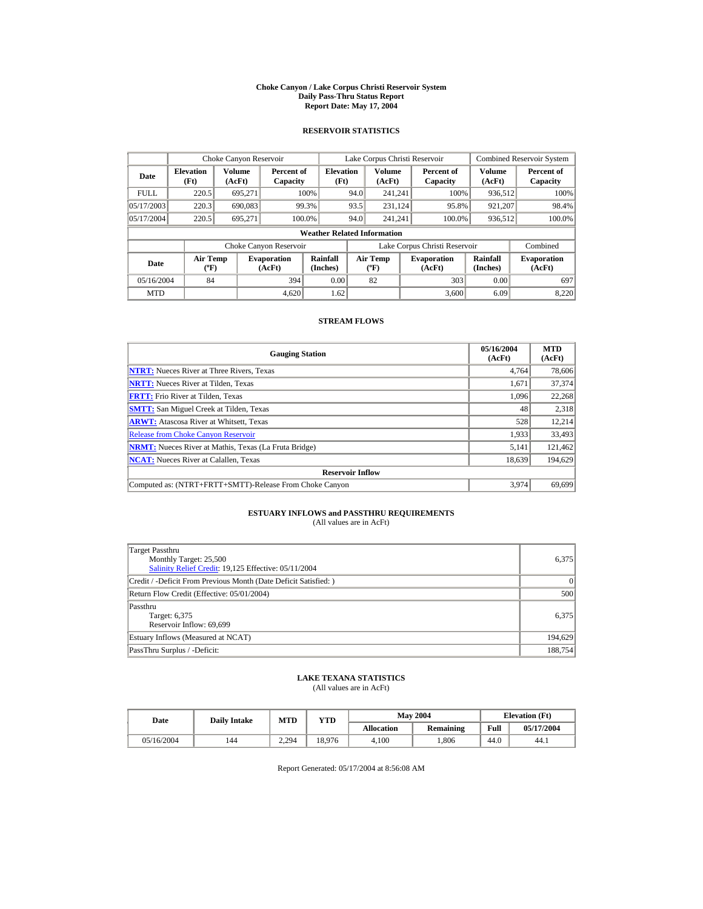# Choke Canyon / Lake Corpus Christi Reservoir System
## Daily Pass-Thru Status Report
### Report Date: May 17, 2004

## RESERVOIR STATISTICS

| Date | Choke Canyon Reservoir | | | Lake Corpus Christi Reservoir | | | Combined Reservoir System | |
|---|---|---|---|---|---|---|---|---|
| | Elevation (Ft) | Volume (AcFt) | Percent of Capacity | Elevation (Ft) | Volume (AcFt) | Percent of Capacity | Volume (AcFt) | Percent of Capacity |
| FULL | 220.5 | 695,271 | 100% | 94.0 | 241,241 | 100% | 936,512 | 100% |
| 05/17/2003 | 220.3 | 690,083 | 99.3% | 93.5 | 231,124 | 95.8% | 921,207 | 98.4% |
| 05/17/2004 | 220.5 | 695,271 | 100.0% | 94.0 | 241,241 | 100.0% | 936,512 | 100.0% |

### Weather Related Information

| Date | Choke Canyon Reservoir | | | Lake Corpus Christi Reservoir | | | Combined |
|---|---|---|---|---|---|---|---|
| | Air Temp (ºF) | Evaporation (AcFt) | Rainfall (Inches) | Air Temp (ºF) | Evaporation (AcFt) | Rainfall (Inches) | Evaporation (AcFt) |
| 05/16/2004 | 84 | 394 | 0.00 | 82 | 303 | 0.00 | 697 |
| MTD | | 4,620 | 1.62 | | 3,600 | 6.09 | 8,220 |

## STREAM FLOWS

| Gauging Station | 05/16/2004 (AcFt) | MTD (AcFt) |
|---|---|---|
| NTRT: Nueces River at Three Rivers, Texas | 4,764 | 78,606 |
| NRTT: Nueces River at Tilden, Texas | 1,671 | 37,374 |
| FRTT: Frio River at Tilden, Texas | 1,096 | 22,268 |
| SMTT: San Miguel Creek at Tilden, Texas | 48 | 2,318 |
| ARWT: Atascosa River at Whitsett, Texas | 528 | 12,214 |
| Release from Choke Canyon Reservoir | 1,933 | 33,493 |
| NRMT: Nueces River at Mathis, Texas (La Fruta Bridge) | 5,141 | 121,462 |
| NCAT: Nueces River at Calallen, Texas | 18,639 | 194,629 |
| **Reservoir Inflow** | | |
| Computed as: (NTRT+FRTT+SMTT)-Release From Choke Canyon | 3,974 | 69,699 |

## ESTUARY INFLOWS and PASSTHRU REQUIREMENTS
(All values are in AcFt)

| | |
|---|---|
| Target Passthru<br>Monthly Target: 25,500<br>Salinity Relief Credit: 19,125 Effective: 05/11/2004 | 6,375 |
| Credit / -Deficit From Previous Month (Date Deficit Satisfied: ) | 0 |
| Return Flow Credit (Effective: 05/01/2004) | 500 |
| Passthru<br>Target: 6,375<br>Reservoir Inflow: 69,699 | 6,375 |
| Estuary Inflows (Measured at NCAT) | 194,629 |
| PassThru Surplus / -Deficit: | 188,754 |

## LAKE TEXANA STATISTICS
(All values are in AcFt)

| Date | Daily Intake | MTD | YTD | May 2004 | | Elevation (Ft) | |
|---|---|---|---|---|---|---|---|
| | | | | Allocation | Remaining | Full | 05/17/2004 |
| 05/16/2004 | 144 | 2,294 | 18,976 | 4,100 | 1,806 | 44.0 | 44.1 |

Report Generated: 05/17/2004 at 8:56:08 AM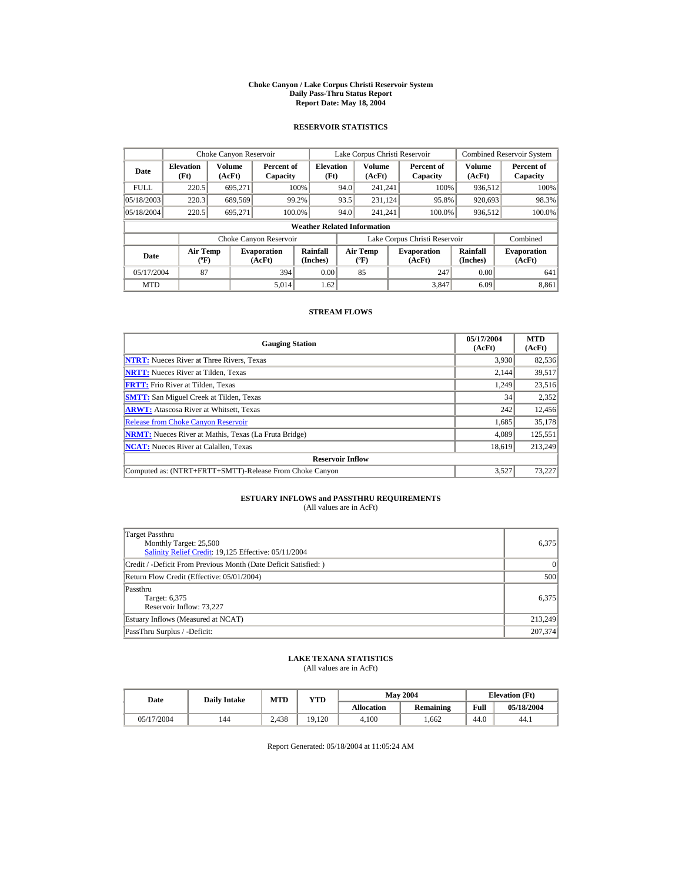**Choke Canyon / Lake Corpus Christi Reservoir System**
**Daily Pass-Thru Status Report**
**Report Date: May 18, 2004**

## RESERVOIR STATISTICS

| | Choke Canyon Reservoir | | | Lake Corpus Christi Reservoir | | | Combined Reservoir System | |
|---|---|---|---|---|---|---|---|---|
| **Date** | **Elevation (Ft)** | **Volume (AcFt)** | **Percent of Capacity** | **Elevation (Ft)** | **Volume (AcFt)** | **Percent of Capacity** | **Volume (AcFt)** | **Percent of Capacity** |
| FULL | 220.5 | 695,271 | 100% | 94.0 | 241,241 | 100% | 936,512 | 100% |
| 05/18/2003 | 220.3 | 689,569 | 99.2% | 93.5 | 231,124 | 95.8% | 920,693 | 98.3% |
| 05/18/2004 | 220.5 | 695,271 | 100.0% | 94.0 | 241,241 | 100.0% | 936,512 | 100.0% |

**Weather Related Information**

| | Choke Canyon Reservoir | | | Lake Corpus Christi Reservoir | | | Combined |
|---|---|---|---|---|---|---|---|
| **Date** | **Air Temp (ºF)** | **Evaporation (AcFt)** | **Rainfall (Inches)** | **Air Temp (ºF)** | **Evaporation (AcFt)** | **Rainfall (Inches)** | **Evaporation (AcFt)** |
| 05/17/2004 | 87 | 394 | 0.00 | 85 | 247 | 0.00 | 641 |
| MTD | | 5,014 | 1.62 | | 3,847 | 6.09 | 8,861 |

## STREAM FLOWS

| Gauging Station | 05/17/2004 (AcFt) | MTD (AcFt) |
|---|---|---|
| **NTRT:** Nueces River at Three Rivers, Texas | 3,930 | 82,536 |
| **NRTT:** Nueces River at Tilden, Texas | 2,144 | 39,517 |
| **FRTT:** Frio River at Tilden, Texas | 1,249 | 23,516 |
| **SMTT:** San Miguel Creek at Tilden, Texas | 34 | 2,352 |
| **ARWT:** Atascosa River at Whitsett, Texas | 242 | 12,456 |
| Release from Choke Canyon Reservoir | 1,685 | 35,178 |
| **NRMT:** Nueces River at Mathis, Texas (La Fruta Bridge) | 4,089 | 125,551 |
| **NCAT:** Nueces River at Calallen, Texas | 18,619 | 213,249 |
| **Reservoir Inflow** | | |
| Computed as: (NTRT+FRTT+SMTT)-Release From Choke Canyon | 3,527 | 73,227 |

## ESTUARY INFLOWS and PASSTHRU REQUIREMENTS

(All values are in AcFt)

| | |
|---|---|
| Target Passthru<br>Monthly Target: 25,500<br>Salinity Relief Credit: 19,125 Effective: 05/11/2004 | 6,375 |
| Credit / -Deficit From Previous Month (Date Deficit Satisfied: ) | 0 |
| Return Flow Credit (Effective: 05/01/2004) | 500 |
| Passthru<br>Target: 6,375<br>Reservoir Inflow: 73,227 | 6,375 |
| Estuary Inflows (Measured at NCAT) | 213,249 |
| PassThru Surplus / -Deficit: | 207,374 |

## LAKE TEXANA STATISTICS

(All values are in AcFt)

| Date | Daily Intake | MTD | YTD | May 2004 | | Elevation (Ft) | |
|---|---|---|---|---|---|---|---|
| | | | | **Allocation** | **Remaining** | **Full** | **05/18/2004** |
| 05/17/2004 | 144 | 2,438 | 19,120 | 4,100 | 1,662 | 44.0 | 44.1 |

Report Generated: 05/18/2004 at 11:05:24 AM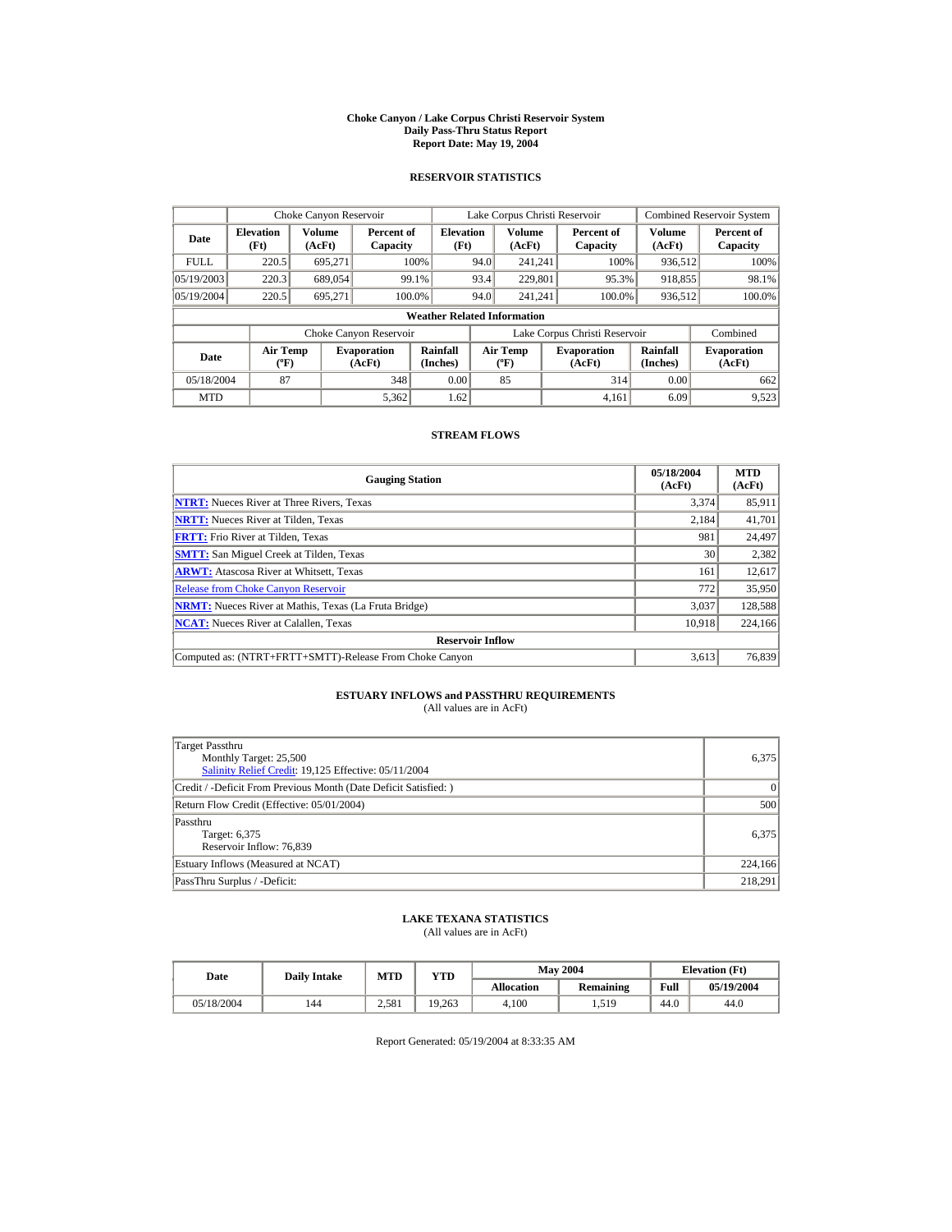# Choke Canyon / Lake Corpus Christi Reservoir System
## Daily Pass-Thru Status Report
### Report Date: May 19, 2004

## RESERVOIR STATISTICS

| Date | Choke Canyon Reservoir | | | Lake Corpus Christi Reservoir | | | Combined Reservoir System | |
|---|---|---|---|---|---|---|---|---|
| | Elevation (Ft) | Volume (AcFt) | Percent of Capacity | Elevation (Ft) | Volume (AcFt) | Percent of Capacity | Volume (AcFt) | Percent of Capacity |
| FULL | 220.5 | 695,271 | 100% | 94.0 | 241,241 | 100% | 936,512 | 100% |
| 05/19/2003 | 220.3 | 689,054 | 99.1% | 93.4 | 229,801 | 95.3% | 918,855 | 98.1% |
| 05/19/2004 | 220.5 | 695,271 | 100.0% | 94.0 | 241,241 | 100.0% | 936,512 | 100.0% |

**Weather Related Information**

| Date | Choke Canyon Reservoir | | | Lake Corpus Christi Reservoir | | | Combined |
|---|---|---|---|---|---|---|---|
| | Air Temp (ºF) | Evaporation (AcFt) | Rainfall (Inches) | Air Temp (ºF) | Evaporation (AcFt) | Rainfall (Inches) | Evaporation (AcFt) |
| 05/18/2004 | 87 | 348 | 0.00 | 85 | 314 | 0.00 | 662 |
| MTD | | 5,362 | 1.62 | | 4,161 | 6.09 | 9,523 |

## STREAM FLOWS

| Gauging Station | 05/18/2004 (AcFt) | MTD (AcFt) |
|---|---|---|
| NTRT: Nueces River at Three Rivers, Texas | 3,374 | 85,911 |
| NRTT: Nueces River at Tilden, Texas | 2,184 | 41,701 |
| FRTT: Frio River at Tilden, Texas | 981 | 24,497 |
| SMTT: San Miguel Creek at Tilden, Texas | 30 | 2,382 |
| ARWT: Atascosa River at Whitsett, Texas | 161 | 12,617 |
| Release from Choke Canyon Reservoir | 772 | 35,950 |
| NRMT: Nueces River at Mathis, Texas (La Fruta Bridge) | 3,037 | 128,588 |
| NCAT: Nueces River at Calallen, Texas | 10,918 | 224,166 |
| **Reservoir Inflow** | | |
| Computed as: (NTRT+FRTT+SMTT)-Release From Choke Canyon | 3,613 | 76,839 |

## ESTUARY INFLOWS and PASSTHRU REQUIREMENTS
(All values are in AcFt)

| | |
|---|---|
| Target Passthru<br>Monthly Target: 25,500<br>Salinity Relief Credit: 19,125 Effective: 05/11/2004 | 6,375 |
| Credit / -Deficit From Previous Month (Date Deficit Satisfied: ) | 0 |
| Return Flow Credit (Effective: 05/01/2004) | 500 |
| Passthru<br>Target: 6,375<br>Reservoir Inflow: 76,839 | 6,375 |
| Estuary Inflows (Measured at NCAT) | 224,166 |
| PassThru Surplus / -Deficit: | 218,291 |

## LAKE TEXANA STATISTICS
(All values are in AcFt)

| Date | Daily Intake | MTD | YTD | May 2004 | | Elevation (Ft) | |
|---|---|---|---|---|---|---|---|
| | | | | Allocation | Remaining | Full | 05/19/2004 |
| 05/18/2004 | 144 | 2,581 | 19,263 | 4,100 | 1,519 | 44.0 | 44.0 |

Report Generated: 05/19/2004 at 8:33:35 AM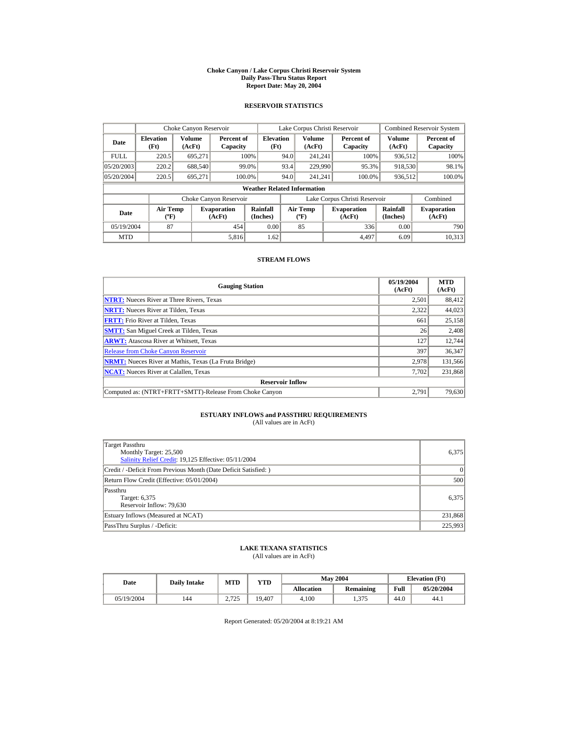# Choke Canyon / Lake Corpus Christi Reservoir System
## Daily Pass-Thru Status Report
### Report Date: May 20, 2004

## RESERVOIR STATISTICS

| | Choke Canyon Reservoir | | | Lake Corpus Christi Reservoir | | | Combined Reservoir System | |
|---|---|---|---|---|---|---|---|---|
| Date | Elevation (Ft) | Volume (AcFt) | Percent of Capacity | Elevation (Ft) | Volume (AcFt) | Percent of Capacity | Volume (AcFt) | Percent of Capacity |
| FULL | 220.5 | 695,271 | 100% | 94.0 | 241,241 | 100% | 936,512 | 100% |
| 05/20/2003 | 220.2 | 688,540 | 99.0% | 93.4 | 229,990 | 95.3% | 918,530 | 98.1% |
| 05/20/2004 | 220.5 | 695,271 | 100.0% | 94.0 | 241,241 | 100.0% | 936,512 | 100.0% |

**Weather Related Information**

| | Choke Canyon Reservoir | | | Lake Corpus Christi Reservoir | | | Combined |
|---|---|---|---|---|---|---|---|
| Date | Air Temp (ºF) | Evaporation (AcFt) | Rainfall (Inches) | Air Temp (ºF) | Evaporation (AcFt) | Rainfall (Inches) | Evaporation (AcFt) |
| 05/19/2004 | 87 | 454 | 0.00 | 85 | 336 | 0.00 | 790 |
| MTD | | 5,816 | 1.62 | | 4,497 | 6.09 | 10,313 |

## STREAM FLOWS

| Gauging Station | 05/19/2004 (AcFt) | MTD (AcFt) |
|---|---|---|
| **NTRT:** Nueces River at Three Rivers, Texas | 2,501 | 88,412 |
| **NRTT:** Nueces River at Tilden, Texas | 2,322 | 44,023 |
| **FRTT:** Frio River at Tilden, Texas | 661 | 25,158 |
| **SMTT:** San Miguel Creek at Tilden, Texas | 26 | 2,408 |
| **ARWT:** Atascosa River at Whitsett, Texas | 127 | 12,744 |
| Release from Choke Canyon Reservoir | 397 | 36,347 |
| **NRMT:** Nueces River at Mathis, Texas (La Fruta Bridge) | 2,978 | 131,566 |
| **NCAT:** Nueces River at Calallen, Texas | 7,702 | 231,868 |
| **Reservoir Inflow** | | |
| Computed as: (NTRT+FRTT+SMTT)-Release From Choke Canyon | 2,791 | 79,630 |

## ESTUARY INFLOWS and PASSTHRU REQUIREMENTS
(All values are in AcFt)

| | |
|---|---|
| Target Passthru<br>Monthly Target: 25,500<br>Salinity Relief Credit: 19,125 Effective: 05/11/2004 | 6,375 |
| Credit / -Deficit From Previous Month (Date Deficit Satisfied: ) | 0 |
| Return Flow Credit (Effective: 05/01/2004) | 500 |
| Passthru<br>Target: 6,375<br>Reservoir Inflow: 79,630 | 6,375 |
| Estuary Inflows (Measured at NCAT) | 231,868 |
| PassThru Surplus / -Deficit: | 225,993 |

## LAKE TEXANA STATISTICS
(All values are in AcFt)

| Date | Daily Intake | MTD | YTD | May 2004 | | Elevation (Ft) | |
|---|---|---|---|---|---|---|---|
| | | | | Allocation | Remaining | Full | 05/20/2004 |
| 05/19/2004 | 144 | 2,725 | 19,407 | 4,100 | 1,375 | 44.0 | 44.1 |

Report Generated: 05/20/2004 at 8:19:21 AM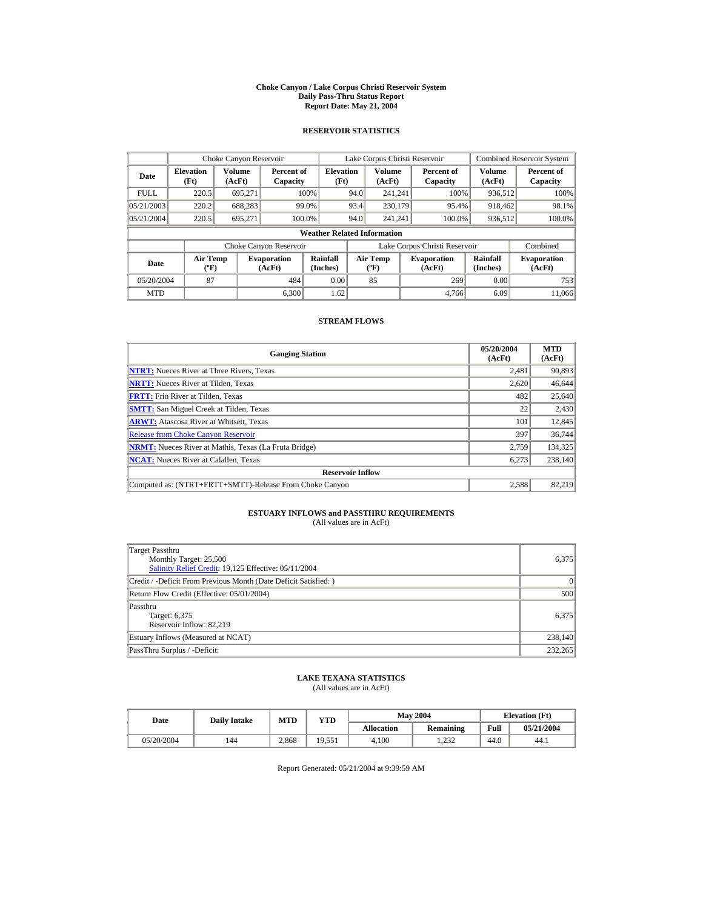# Choke Canyon / Lake Corpus Christi Reservoir System
## Daily Pass-Thru Status Report
## Report Date: May 21, 2004

### RESERVOIR STATISTICS

| | Choke Canyon Reservoir | | | Lake Corpus Christi Reservoir | | | Combined Reservoir System | |
|---|---|---|---|---|---|---|---|---|
| Date | Elevation (Ft) | Volume (AcFt) | Percent of Capacity | Elevation (Ft) | Volume (AcFt) | Percent of Capacity | Volume (AcFt) | Percent of Capacity |
| FULL | 220.5 | 695,271 | 100% | 94.0 | 241,241 | 100% | 936,512 | 100% |
| 05/21/2003 | 220.2 | 688,283 | 99.0% | 93.4 | 230,179 | 95.4% | 918,462 | 98.1% |
| 05/21/2004 | 220.5 | 695,271 | 100.0% | 94.0 | 241,241 | 100.0% | 936,512 | 100.0% |

**Weather Related Information**

| | Choke Canyon Reservoir | | | Lake Corpus Christi Reservoir | | | Combined |
|---|---|---|---|---|---|---|---|
| Date | Air Temp (ºF) | Evaporation (AcFt) | Rainfall (Inches) | Air Temp (ºF) | Evaporation (AcFt) | Rainfall (Inches) | Evaporation (AcFt) |
| 05/20/2004 | 87 | 484 | 0.00 | 85 | 269 | 0.00 | 753 |
| MTD | | 6,300 | 1.62 | | 4,766 | 6.09 | 11,066 |

### STREAM FLOWS

| Gauging Station | 05/20/2004 (AcFt) | MTD (AcFt) |
|---|---|---|
| **NTRT:** Nueces River at Three Rivers, Texas | 2,481 | 90,893 |
| **NRTT:** Nueces River at Tilden, Texas | 2,620 | 46,644 |
| **FRTT:** Frio River at Tilden, Texas | 482 | 25,640 |
| **SMTT:** San Miguel Creek at Tilden, Texas | 22 | 2,430 |
| **ARWT:** Atascosa River at Whitsett, Texas | 101 | 12,845 |
| Release from Choke Canyon Reservoir | 397 | 36,744 |
| **NRMT:** Nueces River at Mathis, Texas (La Fruta Bridge) | 2,759 | 134,325 |
| **NCAT:** Nueces River at Calallen, Texas | 6,273 | 238,140 |
| **Reservoir Inflow** | | |
| Computed as: (NTRT+FRTT+SMTT)-Release From Choke Canyon | 2,588 | 82,219 |

### ESTUARY INFLOWS and PASSTHRU REQUIREMENTS
(All values are in AcFt)

| | |
|---|---|
| Target Passthru<br>Monthly Target: 25,500<br>Salinity Relief Credit: 19,125 Effective: 05/11/2004 | 6,375 |
| Credit / -Deficit From Previous Month (Date Deficit Satisfied: ) | 0 |
| Return Flow Credit (Effective: 05/01/2004) | 500 |
| Passthru<br>Target: 6,375<br>Reservoir Inflow: 82,219 | 6,375 |
| Estuary Inflows (Measured at NCAT) | 238,140 |
| PassThru Surplus / -Deficit: | 232,265 |

### LAKE TEXANA STATISTICS
(All values are in AcFt)

| Date | Daily Intake | MTD | YTD | May 2004 | | Elevation (Ft) | |
|---|---|---|---|---|---|---|---|
| | | | | Allocation | Remaining | Full | 05/21/2004 |
| 05/20/2004 | 144 | 2,868 | 19,551 | 4,100 | 1,232 | 44.0 | 44.1 |

Report Generated: 05/21/2004 at 9:39:59 AM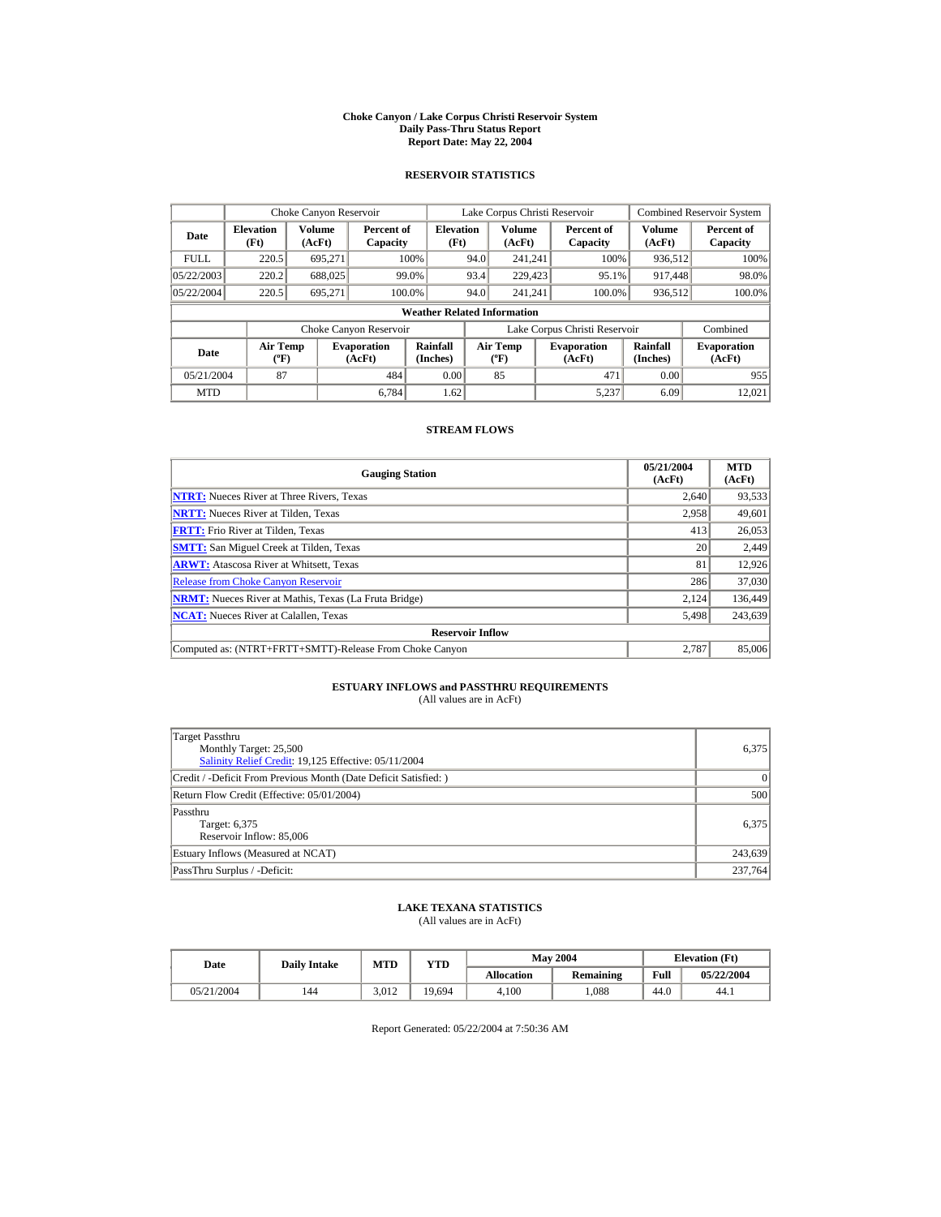# Choke Canyon / Lake Corpus Christi Reservoir System
## Daily Pass-Thru Status Report
### Report Date: May 22, 2004

## RESERVOIR STATISTICS

| | Choke Canyon Reservoir | | | Lake Corpus Christi Reservoir | | | Combined Reservoir System | |
|---|---|---|---|---|---|---|---|---|
| **Date** | **Elevation (Ft)** | **Volume (AcFt)** | **Percent of Capacity** | **Elevation (Ft)** | **Volume (AcFt)** | **Percent of Capacity** | **Volume (AcFt)** | **Percent of Capacity** |
| FULL | 220.5 | 695,271 | 100% | 94.0 | 241,241 | 100% | 936,512 | 100% |
| 05/22/2003 | 220.2 | 688,025 | 99.0% | 93.4 | 229,423 | 95.1% | 917,448 | 98.0% |
| 05/22/2004 | 220.5 | 695,271 | 100.0% | 94.0 | 241,241 | 100.0% | 936,512 | 100.0% |

**Weather Related Information**

| | Choke Canyon Reservoir | | | Lake Corpus Christi Reservoir | | | Combined |
|---|---|---|---|---|---|---|---|
| **Date** | **Air Temp (ºF)** | **Evaporation (AcFt)** | **Rainfall (Inches)** | **Air Temp (ºF)** | **Evaporation (AcFt)** | **Rainfall (Inches)** | **Evaporation (AcFt)** |
| 05/21/2004 | 87 | 484 | 0.00 | 85 | 471 | 0.00 | 955 |
| MTD | | 6,784 | 1.62 | | 5,237 | 6.09 | 12,021 |

## STREAM FLOWS

| Gauging Station | 05/21/2004 (AcFt) | MTD (AcFt) |
|---|---|---|
| **NTRT:** Nueces River at Three Rivers, Texas | 2,640 | 93,533 |
| **NRTT:** Nueces River at Tilden, Texas | 2,958 | 49,601 |
| **FRTT:** Frio River at Tilden, Texas | 413 | 26,053 |
| **SMTT:** San Miguel Creek at Tilden, Texas | 20 | 2,449 |
| **ARWT:** Atascosa River at Whitsett, Texas | 81 | 12,926 |
| Release from Choke Canyon Reservoir | 286 | 37,030 |
| **NRMT:** Nueces River at Mathis, Texas (La Fruta Bridge) | 2,124 | 136,449 |
| **NCAT:** Nueces River at Calallen, Texas | 5,498 | 243,639 |
| **Reservoir Inflow** | | |
| Computed as: (NTRT+FRTT+SMTT)-Release From Choke Canyon | 2,787 | 85,006 |

## ESTUARY INFLOWS and PASSTHRU REQUIREMENTS
(All values are in AcFt)

| | |
|---|---|
| Target Passthru<br>Monthly Target: 25,500<br>Salinity Relief Credit: 19,125 Effective: 05/11/2004 | 6,375 |
| Credit / -Deficit From Previous Month (Date Deficit Satisfied: ) | 0 |
| Return Flow Credit (Effective: 05/01/2004) | 500 |
| Passthru<br>Target: 6,375<br>Reservoir Inflow: 85,006 | 6,375 |
| Estuary Inflows (Measured at NCAT) | 243,639 |
| PassThru Surplus / -Deficit: | 237,764 |

## LAKE TEXANA STATISTICS
(All values are in AcFt)

| Date | Daily Intake | MTD | YTD | May 2004 | | Elevation (Ft) | |
|---|---|---|---|---|---|---|---|
| | | | | **Allocation** | **Remaining** | **Full** | **05/22/2004** |
| 05/21/2004 | 144 | 3,012 | 19,694 | 4,100 | 1,088 | 44.0 | 44.1 |

Report Generated: 05/22/2004 at 7:50:36 AM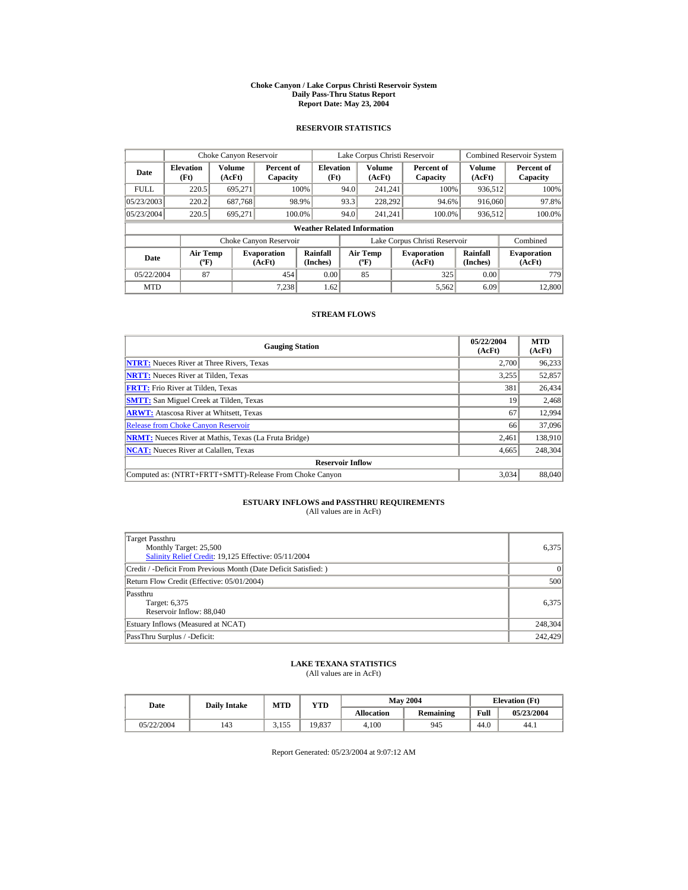# Choke Canyon / Lake Corpus Christi Reservoir System
## Daily Pass-Thru Status Report
### Report Date: May 23, 2004

## RESERVOIR STATISTICS

| Date | Choke Canyon Reservoir | | | Lake Corpus Christi Reservoir | | | Combined Reservoir System | |
|---|---|---|---|---|---|---|---|---|
| | Elevation (Ft) | Volume (AcFt) | Percent of Capacity | Elevation (Ft) | Volume (AcFt) | Percent of Capacity | Volume (AcFt) | Percent of Capacity |
| FULL | 220.5 | 695,271 | 100% | 94.0 | 241,241 | 100% | 936,512 | 100% |
| 05/23/2003 | 220.2 | 687,768 | 98.9% | 93.3 | 228,292 | 94.6% | 916,060 | 97.8% |
| 05/23/2004 | 220.5 | 695,271 | 100.0% | 94.0 | 241,241 | 100.0% | 936,512 | 100.0% |

**Weather Related Information**

| Date | Choke Canyon Reservoir | | | Lake Corpus Christi Reservoir | | | Combined |
|---|---|---|---|---|---|---|---|
| | Air Temp (ºF) | Evaporation (AcFt) | Rainfall (Inches) | Air Temp (ºF) | Evaporation (AcFt) | Rainfall (Inches) | Evaporation (AcFt) |
| 05/22/2004 | 87 | 454 | 0.00 | 85 | 325 | 0.00 | 779 |
| MTD | | 7,238 | 1.62 | | 5,562 | 6.09 | 12,800 |

## STREAM FLOWS

| Gauging Station | 05/22/2004 (AcFt) | MTD (AcFt) |
|---|---|---|
| NTRT: Nueces River at Three Rivers, Texas | 2,700 | 96,233 |
| NRTT: Nueces River at Tilden, Texas | 3,255 | 52,857 |
| FRTT: Frio River at Tilden, Texas | 381 | 26,434 |
| SMTT: San Miguel Creek at Tilden, Texas | 19 | 2,468 |
| ARWT: Atascosa River at Whitsett, Texas | 67 | 12,994 |
| Release from Choke Canyon Reservoir | 66 | 37,096 |
| NRMT: Nueces River at Mathis, Texas (La Fruta Bridge) | 2,461 | 138,910 |
| NCAT: Nueces River at Calallen, Texas | 4,665 | 248,304 |
| **Reservoir Inflow** | | |
| Computed as: (NTRT+FRTT+SMTT)-Release From Choke Canyon | 3,034 | 88,040 |

## ESTUARY INFLOWS and PASSTHRU REQUIREMENTS
(All values are in AcFt)

| | |
|---|---|
| Target Passthru<br>Monthly Target: 25,500<br>Salinity Relief Credit: 19,125 Effective: 05/11/2004 | 6,375 |
| Credit / -Deficit From Previous Month (Date Deficit Satisfied: ) | 0 |
| Return Flow Credit (Effective: 05/01/2004) | 500 |
| Passthru<br>Target: 6,375<br>Reservoir Inflow: 88,040 | 6,375 |
| Estuary Inflows (Measured at NCAT) | 248,304 |
| PassThru Surplus / -Deficit: | 242,429 |

## LAKE TEXANA STATISTICS
(All values are in AcFt)

| Date | Daily Intake | MTD | YTD | May 2004 | | Elevation (Ft) | |
|---|---|---|---|---|---|---|---|
| | | | | Allocation | Remaining | Full | 05/23/2004 |
| 05/22/2004 | 143 | 3,155 | 19,837 | 4,100 | 945 | 44.0 | 44.1 |

Report Generated: 05/23/2004 at 9:07:12 AM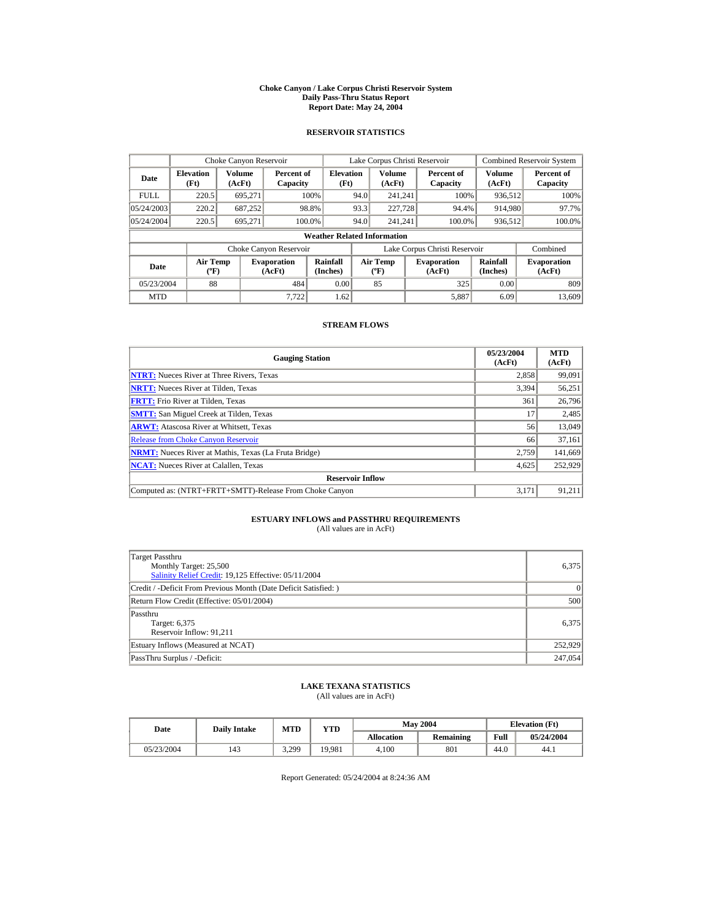# Choke Canyon / Lake Corpus Christi Reservoir System
## Daily Pass-Thru Status Report
### Report Date: May 24, 2004

## RESERVOIR STATISTICS

| Date | Choke Canyon Reservoir | | | Lake Corpus Christi Reservoir | | | Combined Reservoir System | |
|---|---|---|---|---|---|---|---|---|
| | Elevation (Ft) | Volume (AcFt) | Percent of Capacity | Elevation (Ft) | Volume (AcFt) | Percent of Capacity | Volume (AcFt) | Percent of Capacity |
| FULL | 220.5 | 695,271 | 100% | 94.0 | 241,241 | 100% | 936,512 | 100% |
| 05/24/2003 | 220.2 | 687,252 | 98.8% | 93.3 | 227,728 | 94.4% | 914,980 | 97.7% |
| 05/24/2004 | 220.5 | 695,271 | 100.0% | 94.0 | 241,241 | 100.0% | 936,512 | 100.0% |

**Weather Related Information**

| Date | Choke Canyon Reservoir | | | Lake Corpus Christi Reservoir | | | Combined |
|---|---|---|---|---|---|---|---|
| | Air Temp (ºF) | Evaporation (AcFt) | Rainfall (Inches) | Air Temp (ºF) | Evaporation (AcFt) | Rainfall (Inches) | Evaporation (AcFt) |
| 05/23/2004 | 88 | 484 | 0.00 | 85 | 325 | 0.00 | 809 |
| MTD | | 7,722 | 1.62 | | 5,887 | 6.09 | 13,609 |

## STREAM FLOWS

| Gauging Station | 05/23/2004 (AcFt) | MTD (AcFt) |
|---|---|---|
| **NTRT:** Nueces River at Three Rivers, Texas | 2,858 | 99,091 |
| **NRTT:** Nueces River at Tilden, Texas | 3,394 | 56,251 |
| **FRTT:** Frio River at Tilden, Texas | 361 | 26,796 |
| **SMTT:** San Miguel Creek at Tilden, Texas | 17 | 2,485 |
| **ARWT:** Atascosa River at Whitsett, Texas | 56 | 13,049 |
| Release from Choke Canyon Reservoir | 66 | 37,161 |
| **NRMT:** Nueces River at Mathis, Texas (La Fruta Bridge) | 2,759 | 141,669 |
| **NCAT:** Nueces River at Calallen, Texas | 4,625 | 252,929 |
| **Reservoir Inflow** | | |
| Computed as: (NTRT+FRTT+SMTT)-Release From Choke Canyon | 3,171 | 91,211 |

## ESTUARY INFLOWS and PASSTHRU REQUIREMENTS
(All values are in AcFt)

| | |
|---|---|
| Target Passthru<br>Monthly Target: 25,500<br>Salinity Relief Credit: 19,125 Effective: 05/11/2004 | 6,375 |
| Credit / -Deficit From Previous Month (Date Deficit Satisfied: ) | 0 |
| Return Flow Credit (Effective: 05/01/2004) | 500 |
| Passthru<br>Target: 6,375<br>Reservoir Inflow: 91,211 | 6,375 |
| Estuary Inflows (Measured at NCAT) | 252,929 |
| PassThru Surplus / -Deficit: | 247,054 |

## LAKE TEXANA STATISTICS
(All values are in AcFt)

| Date | Daily Intake | MTD | YTD | May 2004 | | Elevation (Ft) | |
|---|---|---|---|---|---|---|---|
| | | | | Allocation | Remaining | Full | 05/24/2004 |
| 05/23/2004 | 143 | 3,299 | 19,981 | 4,100 | 801 | 44.0 | 44.1 |

Report Generated: 05/24/2004 at 8:24:36 AM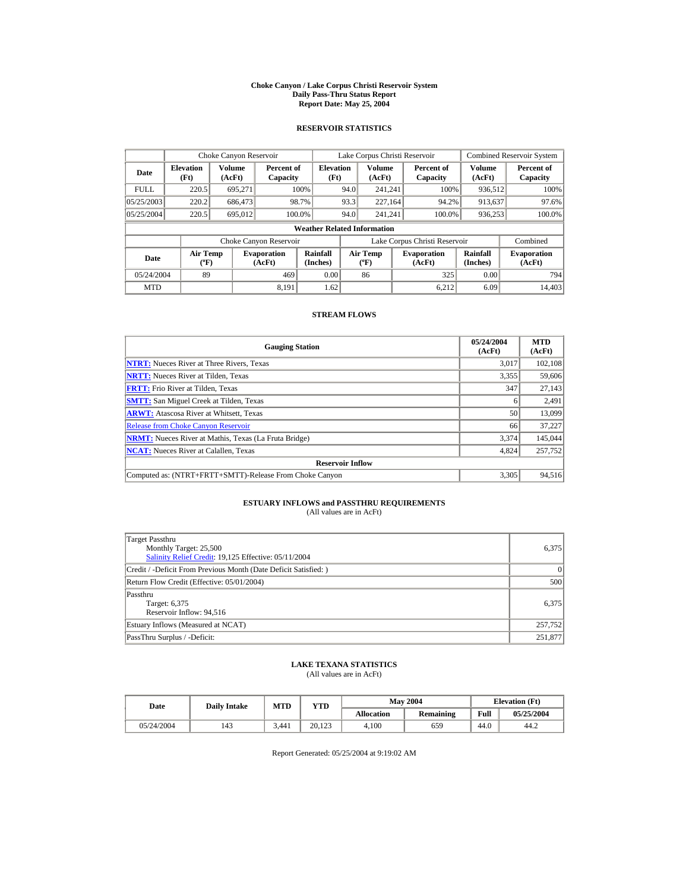# Choke Canyon / Lake Corpus Christi Reservoir System
## Daily Pass-Thru Status Report
### Report Date: May 25, 2004

## RESERVOIR STATISTICS

| | Choke Canyon Reservoir | | | Lake Corpus Christi Reservoir | | | Combined Reservoir System | |
|---|---|---|---|---|---|---|---|---|
| Date | Elevation (Ft) | Volume (AcFt) | Percent of Capacity | Elevation (Ft) | Volume (AcFt) | Percent of Capacity | Volume (AcFt) | Percent of Capacity |
| FULL | 220.5 | 695,271 | 100% | 94.0 | 241,241 | 100% | 936,512 | 100% |
| 05/25/2003 | 220.2 | 686,473 | 98.7% | 93.3 | 227,164 | 94.2% | 913,637 | 97.6% |
| 05/25/2004 | 220.5 | 695,012 | 100.0% | 94.0 | 241,241 | 100.0% | 936,253 | 100.0% |

**Weather Related Information**

| | Choke Canyon Reservoir | | | Lake Corpus Christi Reservoir | | | Combined |
|---|---|---|---|---|---|---|---|
| Date | Air Temp (ºF) | Evaporation (AcFt) | Rainfall (Inches) | Air Temp (ºF) | Evaporation (AcFt) | Rainfall (Inches) | Evaporation (AcFt) |
| 05/24/2004 | 89 | 469 | 0.00 | 86 | 325 | 0.00 | 794 |
| MTD | | 8,191 | 1.62 | | 6,212 | 6.09 | 14,403 |

## STREAM FLOWS

| Gauging Station | 05/24/2004 (AcFt) | MTD (AcFt) |
|---|---|---|
| **NTRT:** Nueces River at Three Rivers, Texas | 3,017 | 102,108 |
| **NRTT:** Nueces River at Tilden, Texas | 3,355 | 59,606 |
| **FRTT:** Frio River at Tilden, Texas | 347 | 27,143 |
| **SMTT:** San Miguel Creek at Tilden, Texas | 6 | 2,491 |
| **ARWT:** Atascosa River at Whitsett, Texas | 50 | 13,099 |
| Release from Choke Canyon Reservoir | 66 | 37,227 |
| **NRMT:** Nueces River at Mathis, Texas (La Fruta Bridge) | 3,374 | 145,044 |
| **NCAT:** Nueces River at Calallen, Texas | 4,824 | 257,752 |
| **Reservoir Inflow** | | |
| Computed as: (NTRT+FRTT+SMTT)-Release From Choke Canyon | 3,305 | 94,516 |

## ESTUARY INFLOWS and PASSTHRU REQUIREMENTS
(All values are in AcFt)

| | |
|---|---|
| Target Passthru<br>Monthly Target: 25,500<br>Salinity Relief Credit: 19,125 Effective: 05/11/2004 | 6,375 |
| Credit / -Deficit From Previous Month (Date Deficit Satisfied: ) | 0 |
| Return Flow Credit (Effective: 05/01/2004) | 500 |
| Passthru<br>Target: 6,375<br>Reservoir Inflow: 94,516 | 6,375 |
| Estuary Inflows (Measured at NCAT) | 257,752 |
| PassThru Surplus / -Deficit: | 251,877 |

## LAKE TEXANA STATISTICS
(All values are in AcFt)

| Date | Daily Intake | MTD | YTD | May 2004 | | Elevation (Ft) | |
|---|---|---|---|---|---|---|---|
| | | | | Allocation | Remaining | Full | 05/25/2004 |
| 05/24/2004 | 143 | 3,441 | 20,123 | 4,100 | 659 | 44.0 | 44.2 |

Report Generated: 05/25/2004 at 9:19:02 AM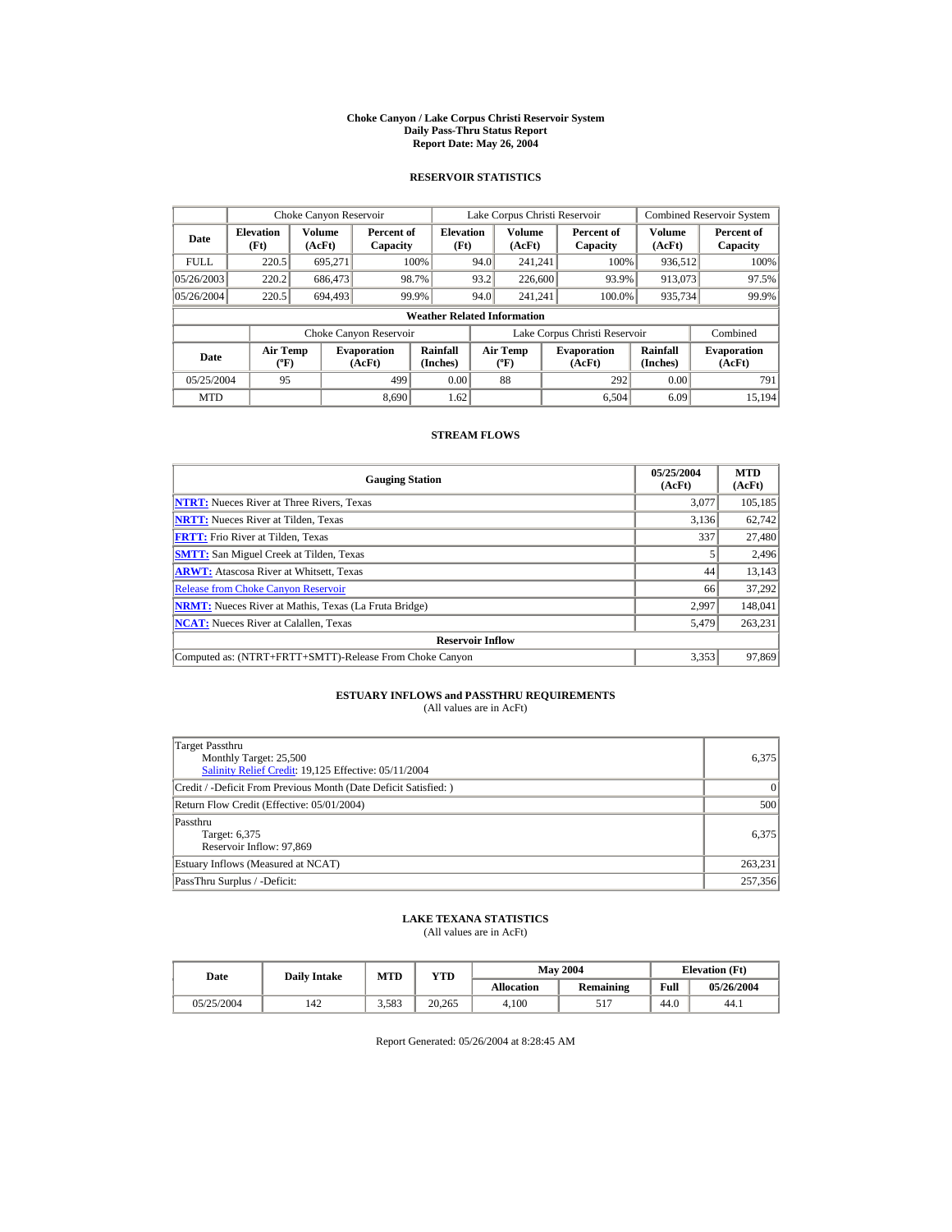# Choke Canyon / Lake Corpus Christi Reservoir System
## Daily Pass-Thru Status Report
### Report Date: May 26, 2004

## RESERVOIR STATISTICS

| Date | Choke Canyon Reservoir | | | Lake Corpus Christi Reservoir | | | Combined Reservoir System | |
|---|---|---|---|---|---|---|---|---|
| | Elevation (Ft) | Volume (AcFt) | Percent of Capacity | Elevation (Ft) | Volume (AcFt) | Percent of Capacity | Volume (AcFt) | Percent of Capacity |
| FULL | 220.5 | 695,271 | 100% | 94.0 | 241,241 | 100% | 936,512 | 100% |
| 05/26/2003 | 220.2 | 686,473 | 98.7% | 93.2 | 226,600 | 93.9% | 913,073 | 97.5% |
| 05/26/2004 | 220.5 | 694,493 | 99.9% | 94.0 | 241,241 | 100.0% | 935,734 | 99.9% |

**Weather Related Information**

| Date | Choke Canyon Reservoir | | | Lake Corpus Christi Reservoir | | | Combined |
|---|---|---|---|---|---|---|---|
| | Air Temp (ºF) | Evaporation (AcFt) | Rainfall (Inches) | Air Temp (ºF) | Evaporation (AcFt) | Rainfall (Inches) | Evaporation (AcFt) |
| 05/25/2004 | 95 | 499 | 0.00 | 88 | 292 | 0.00 | 791 |
| MTD | | 8,690 | 1.62 | | 6,504 | 6.09 | 15,194 |

## STREAM FLOWS

| Gauging Station | 05/25/2004 (AcFt) | MTD (AcFt) |
|---|---|---|
| NTRT: Nueces River at Three Rivers, Texas | 3,077 | 105,185 |
| NRTT: Nueces River at Tilden, Texas | 3,136 | 62,742 |
| FRTT: Frio River at Tilden, Texas | 337 | 27,480 |
| SMTT: San Miguel Creek at Tilden, Texas | 5 | 2,496 |
| ARWT: Atascosa River at Whitsett, Texas | 44 | 13,143 |
| Release from Choke Canyon Reservoir | 66 | 37,292 |
| NRMT: Nueces River at Mathis, Texas (La Fruta Bridge) | 2,997 | 148,041 |
| NCAT: Nueces River at Calallen, Texas | 5,479 | 263,231 |
| **Reservoir Inflow** | | |
| Computed as: (NTRT+FRTT+SMTT)-Release From Choke Canyon | 3,353 | 97,869 |

## ESTUARY INFLOWS and PASSTHRU REQUIREMENTS
(All values are in AcFt)

| | |
|---|---|
| Target Passthru<br>Monthly Target: 25,500<br>Salinity Relief Credit: 19,125 Effective: 05/11/2004 | 6,375 |
| Credit / -Deficit From Previous Month (Date Deficit Satisfied: ) | 0 |
| Return Flow Credit (Effective: 05/01/2004) | 500 |
| Passthru<br>Target: 6,375<br>Reservoir Inflow: 97,869 | 6,375 |
| Estuary Inflows (Measured at NCAT) | 263,231 |
| PassThru Surplus / -Deficit: | 257,356 |

## LAKE TEXANA STATISTICS
(All values are in AcFt)

| Date | Daily Intake | MTD | YTD | May 2004 | | Elevation (Ft) | |
|---|---|---|---|---|---|---|---|
| | | | | Allocation | Remaining | Full | 05/26/2004 |
| 05/25/2004 | 142 | 3,583 | 20,265 | 4,100 | 517 | 44.0 | 44.1 |

Report Generated: 05/26/2004 at 8:28:45 AM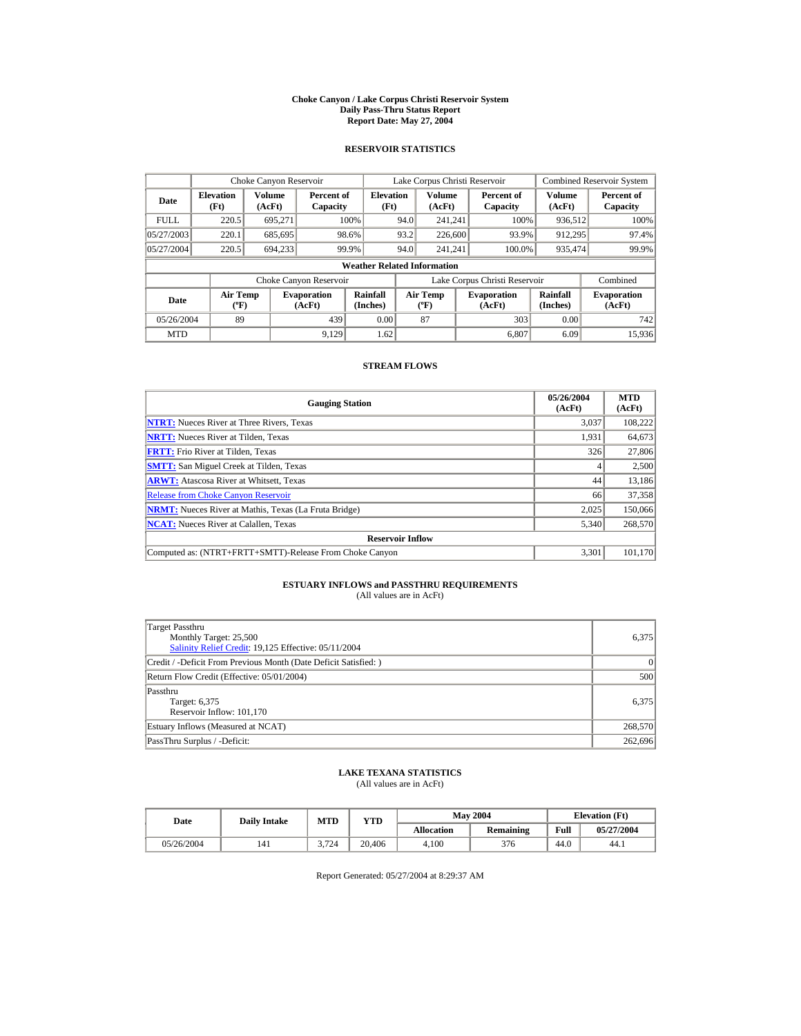# Choke Canyon / Lake Corpus Christi Reservoir System
## Daily Pass-Thru Status Report
### Report Date: May 27, 2004

## RESERVOIR STATISTICS

| | Choke Canyon Reservoir | | | Lake Corpus Christi Reservoir | | | Combined Reservoir System | |
|---|---|---|---|---|---|---|---|---|
| **Date** | **Elevation (Ft)** | **Volume (AcFt)** | **Percent of Capacity** | **Elevation (Ft)** | **Volume (AcFt)** | **Percent of Capacity** | **Volume (AcFt)** | **Percent of Capacity** |
| FULL | 220.5 | 695,271 | 100% | 94.0 | 241,241 | 100% | 936,512 | 100% |
| 05/27/2003 | 220.1 | 685,695 | 98.6% | 93.2 | 226,600 | 93.9% | 912,295 | 97.4% |
| 05/27/2004 | 220.5 | 694,233 | 99.9% | 94.0 | 241,241 | 100.0% | 935,474 | 99.9% |

**Weather Related Information**

| | Choke Canyon Reservoir | | | Lake Corpus Christi Reservoir | | | Combined |
|---|---|---|---|---|---|---|---|
| **Date** | **Air Temp (ºF)** | **Evaporation (AcFt)** | **Rainfall (Inches)** | **Air Temp (ºF)** | **Evaporation (AcFt)** | **Rainfall (Inches)** | **Evaporation (AcFt)** |
| 05/26/2004 | 89 | 439 | 0.00 | 87 | 303 | 0.00 | 742 |
| MTD | | 9,129 | 1.62 | | 6,807 | 6.09 | 15,936 |

## STREAM FLOWS

| Gauging Station | 05/26/2004 (AcFt) | MTD (AcFt) |
|---|---|---|
| **NTRT:** Nueces River at Three Rivers, Texas | 3,037 | 108,222 |
| **NRTT:** Nueces River at Tilden, Texas | 1,931 | 64,673 |
| **FRTT:** Frio River at Tilden, Texas | 326 | 27,806 |
| **SMTT:** San Miguel Creek at Tilden, Texas | 4 | 2,500 |
| **ARWT:** Atascosa River at Whitsett, Texas | 44 | 13,186 |
| Release from Choke Canyon Reservoir | 66 | 37,358 |
| **NRMT:** Nueces River at Mathis, Texas (La Fruta Bridge) | 2,025 | 150,066 |
| **NCAT:** Nueces River at Calallen, Texas | 5,340 | 268,570 |
| **Reservoir Inflow** | | |
| Computed as: (NTRT+FRTT+SMTT)-Release From Choke Canyon | 3,301 | 101,170 |

## ESTUARY INFLOWS and PASSTHRU REQUIREMENTS
(All values are in AcFt)

| | |
|---|---|
| Target Passthru<br>Monthly Target: 25,500<br>Salinity Relief Credit: 19,125 Effective: 05/11/2004 | 6,375 |
| Credit / -Deficit From Previous Month (Date Deficit Satisfied: ) | 0 |
| Return Flow Credit (Effective: 05/01/2004) | 500 |
| Passthru<br>Target: 6,375<br>Reservoir Inflow: 101,170 | 6,375 |
| Estuary Inflows (Measured at NCAT) | 268,570 |
| PassThru Surplus / -Deficit: | 262,696 |

## LAKE TEXANA STATISTICS
(All values are in AcFt)

| Date | Daily Intake | MTD | YTD | May 2004 | | Elevation (Ft) | |
|---|---|---|---|---|---|---|---|
| | | | | **Allocation** | **Remaining** | **Full** | **05/27/2004** |
| 05/26/2004 | 141 | 3,724 | 20,406 | 4,100 | 376 | 44.0 | 44.1 |

Report Generated: 05/27/2004 at 8:29:37 AM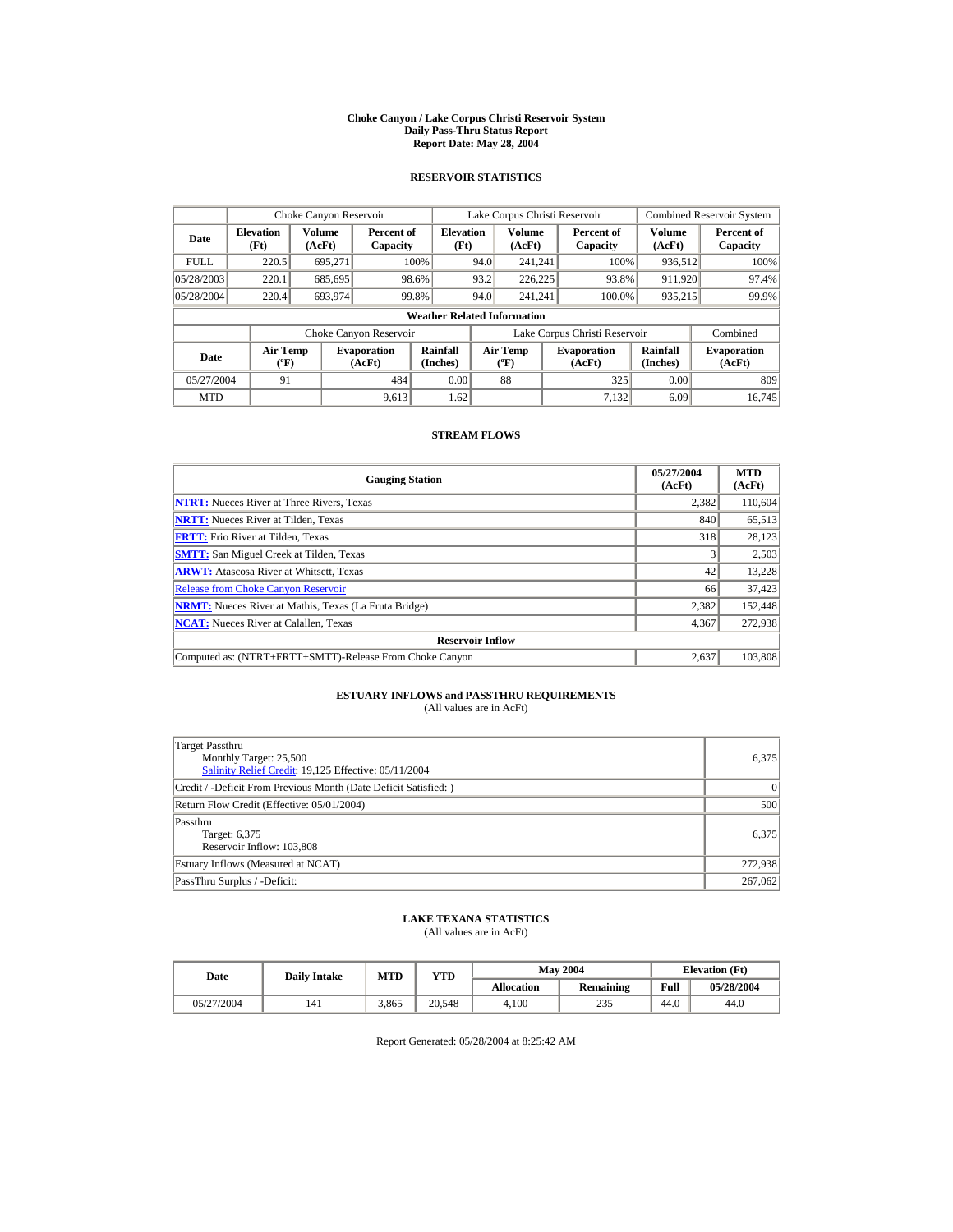# Choke Canyon / Lake Corpus Christi Reservoir System
## Daily Pass-Thru Status Report
## Report Date: May 28, 2004

### RESERVOIR STATISTICS

| | Choke Canyon Reservoir | | | Lake Corpus Christi Reservoir | | | Combined Reservoir System | |
|---|---|---|---|---|---|---|---|---|
| **Date** | **Elevation (Ft)** | **Volume (AcFt)** | **Percent of Capacity** | **Elevation (Ft)** | **Volume (AcFt)** | **Percent of Capacity** | **Volume (AcFt)** | **Percent of Capacity** |
| FULL | 220.5 | 695,271 | 100% | 94.0 | 241,241 | 100% | 936,512 | 100% |
| 05/28/2003 | 220.1 | 685,695 | 98.6% | 93.2 | 226,225 | 93.8% | 911,920 | 97.4% |
| 05/28/2004 | 220.4 | 693,974 | 99.8% | 94.0 | 241,241 | 100.0% | 935,215 | 99.9% |

**Weather Related Information**

| | Choke Canyon Reservoir | | | Lake Corpus Christi Reservoir | | | Combined |
|---|---|---|---|---|---|---|---|
| **Date** | **Air Temp (ºF)** | **Evaporation (AcFt)** | **Rainfall (Inches)** | **Air Temp (ºF)** | **Evaporation (AcFt)** | **Rainfall (Inches)** | **Evaporation (AcFt)** |
| 05/27/2004 | 91 | 484 | 0.00 | 88 | 325 | 0.00 | 809 |
| MTD | | 9,613 | 1.62 | | 7,132 | 6.09 | 16,745 |

### STREAM FLOWS

| Gauging Station | 05/27/2004 (AcFt) | MTD (AcFt) |
|---|---|---|
| **NTRT:** Nueces River at Three Rivers, Texas | 2,382 | 110,604 |
| **NRTT:** Nueces River at Tilden, Texas | 840 | 65,513 |
| **FRTT:** Frio River at Tilden, Texas | 318 | 28,123 |
| **SMTT:** San Miguel Creek at Tilden, Texas | 3 | 2,503 |
| **ARWT:** Atascosa River at Whitsett, Texas | 42 | 13,228 |
| Release from Choke Canyon Reservoir | 66 | 37,423 |
| **NRMT:** Nueces River at Mathis, Texas (La Fruta Bridge) | 2,382 | 152,448 |
| **NCAT:** Nueces River at Calallen, Texas | 4,367 | 272,938 |
| **Reservoir Inflow** | | |
| Computed as: (NTRT+FRTT+SMTT)-Release From Choke Canyon | 2,637 | 103,808 |

### ESTUARY INFLOWS and PASSTHRU REQUIREMENTS
(All values are in AcFt)

| | |
|---|---|
| Target Passthru<br>Monthly Target: 25,500<br>Salinity Relief Credit: 19,125 Effective: 05/11/2004 | 6,375 |
| Credit / -Deficit From Previous Month (Date Deficit Satisfied: ) | 0 |
| Return Flow Credit (Effective: 05/01/2004) | 500 |
| Passthru<br>Target: 6,375<br>Reservoir Inflow: 103,808 | 6,375 |
| Estuary Inflows (Measured at NCAT) | 272,938 |
| PassThru Surplus / -Deficit: | 267,062 |

### LAKE TEXANA STATISTICS
(All values are in AcFt)

| Date | Daily Intake | MTD | YTD | May 2004 | | Elevation (Ft) | |
|---|---|---|---|---|---|---|---|
| | | | | **Allocation** | **Remaining** | **Full** | **05/28/2004** |
| 05/27/2004 | 141 | 3,865 | 20,548 | 4,100 | 235 | 44.0 | 44.0 |

Report Generated: 05/28/2004 at 8:25:42 AM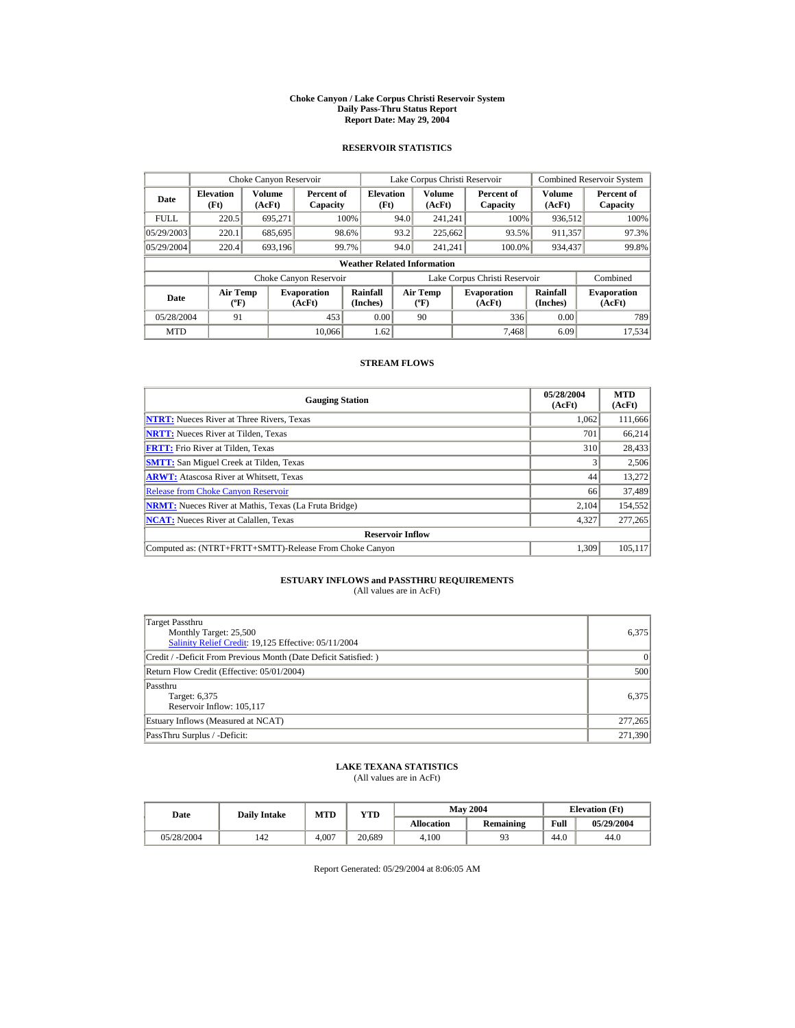# Choke Canyon / Lake Corpus Christi Reservoir System
## Daily Pass-Thru Status Report
### Report Date: May 29, 2004

## RESERVOIR STATISTICS

| Date | Choke Canyon Reservoir | | | Lake Corpus Christi Reservoir | | | Combined Reservoir System | |
|---|---|---|---|---|---|---|---|---|
| | Elevation (Ft) | Volume (AcFt) | Percent of Capacity | Elevation (Ft) | Volume (AcFt) | Percent of Capacity | Volume (AcFt) | Percent of Capacity |
| FULL | 220.5 | 695,271 | 100% | 94.0 | 241,241 | 100% | 936,512 | 100% |
| 05/29/2003 | 220.1 | 685,695 | 98.6% | 93.2 | 225,662 | 93.5% | 911,357 | 97.3% |
| 05/29/2004 | 220.4 | 693,196 | 99.7% | 94.0 | 241,241 | 100.0% | 934,437 | 99.8% |

**Weather Related Information**

| Date | Choke Canyon Reservoir | | | Lake Corpus Christi Reservoir | | | Combined |
|---|---|---|---|---|---|---|---|
| | Air Temp (ºF) | Evaporation (AcFt) | Rainfall (Inches) | Air Temp (ºF) | Evaporation (AcFt) | Rainfall (Inches) | Evaporation (AcFt) |
| 05/28/2004 | 91 | 453 | 0.00 | 90 | 336 | 0.00 | 789 |
| MTD | | 10,066 | 1.62 | | 7,468 | 6.09 | 17,534 |

## STREAM FLOWS

| Gauging Station | 05/28/2004 (AcFt) | MTD (AcFt) |
|---|---|---|
| NTRT: Nueces River at Three Rivers, Texas | 1,062 | 111,666 |
| NRTT: Nueces River at Tilden, Texas | 701 | 66,214 |
| FRTT: Frio River at Tilden, Texas | 310 | 28,433 |
| SMTT: San Miguel Creek at Tilden, Texas | 3 | 2,506 |
| ARWT: Atascosa River at Whitsett, Texas | 44 | 13,272 |
| Release from Choke Canyon Reservoir | 66 | 37,489 |
| NRMT: Nueces River at Mathis, Texas (La Fruta Bridge) | 2,104 | 154,552 |
| NCAT: Nueces River at Calallen, Texas | 4,327 | 277,265 |
| **Reservoir Inflow** | | |
| Computed as: (NTRT+FRTT+SMTT)-Release From Choke Canyon | 1,309 | 105,117 |

## ESTUARY INFLOWS and PASSTHRU REQUIREMENTS
(All values are in AcFt)

| | |
|---|---|
| Target Passthru<br>Monthly Target: 25,500<br>Salinity Relief Credit: 19,125 Effective: 05/11/2004 | 6,375 |
| Credit / -Deficit From Previous Month (Date Deficit Satisfied: ) | 0 |
| Return Flow Credit (Effective: 05/01/2004) | 500 |
| Passthru<br>Target: 6,375<br>Reservoir Inflow: 105,117 | 6,375 |
| Estuary Inflows (Measured at NCAT) | 277,265 |
| PassThru Surplus / -Deficit: | 271,390 |

## LAKE TEXANA STATISTICS
(All values are in AcFt)

| Date | Daily Intake | MTD | YTD | May 2004 | | Elevation (Ft) | |
|---|---|---|---|---|---|---|---|
| | | | | Allocation | Remaining | Full | 05/29/2004 |
| 05/28/2004 | 142 | 4,007 | 20,689 | 4,100 | 93 | 44.0 | 44.0 |

Report Generated: 05/29/2004 at 8:06:05 AM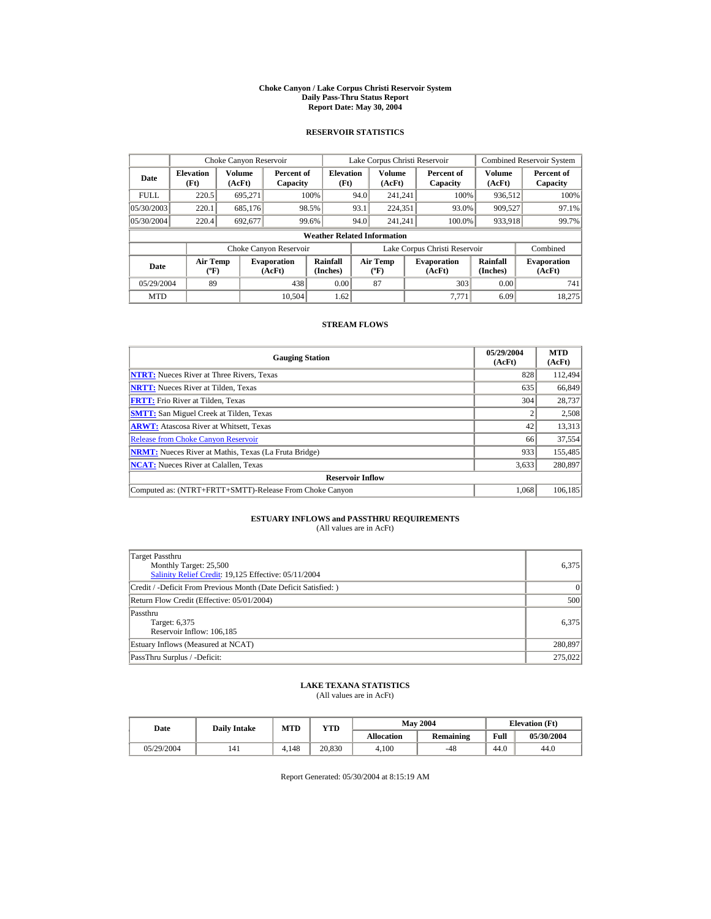# Choke Canyon / Lake Corpus Christi Reservoir System
## Daily Pass-Thru Status Report
### Report Date: May 30, 2004

## RESERVOIR STATISTICS

| Date | Choke Canyon Reservoir | | | Lake Corpus Christi Reservoir | | | Combined Reservoir System | |
|---|---|---|---|---|---|---|---|---|
| | Elevation (Ft) | Volume (AcFt) | Percent of Capacity | Elevation (Ft) | Volume (AcFt) | Percent of Capacity | Volume (AcFt) | Percent of Capacity |
| FULL | 220.5 | 695,271 | 100% | 94.0 | 241,241 | 100% | 936,512 | 100% |
| 05/30/2003 | 220.1 | 685,176 | 98.5% | 93.1 | 224,351 | 93.0% | 909,527 | 97.1% |
| 05/30/2004 | 220.4 | 692,677 | 99.6% | 94.0 | 241,241 | 100.0% | 933,918 | 99.7% |

**Weather Related Information**

| Date | Choke Canyon Reservoir | | | Lake Corpus Christi Reservoir | | | Combined |
|---|---|---|---|---|---|---|---|
| | Air Temp (ºF) | Evaporation (AcFt) | Rainfall (Inches) | Air Temp (ºF) | Evaporation (AcFt) | Rainfall (Inches) | Evaporation (AcFt) |
| 05/29/2004 | 89 | 438 | 0.00 | 87 | 303 | 0.00 | 741 |
| MTD | | 10,504 | 1.62 | | 7,771 | 6.09 | 18,275 |

## STREAM FLOWS

| Gauging Station | 05/29/2004 (AcFt) | MTD (AcFt) |
|---|---|---|
| **NTRT:** Nueces River at Three Rivers, Texas | 828 | 112,494 |
| **NRTT:** Nueces River at Tilden, Texas | 635 | 66,849 |
| **FRTT:** Frio River at Tilden, Texas | 304 | 28,737 |
| **SMTT:** San Miguel Creek at Tilden, Texas | 2 | 2,508 |
| **ARWT:** Atascosa River at Whitsett, Texas | 42 | 13,313 |
| Release from Choke Canyon Reservoir | 66 | 37,554 |
| **NRMT:** Nueces River at Mathis, Texas (La Fruta Bridge) | 933 | 155,485 |
| **NCAT:** Nueces River at Calallen, Texas | 3,633 | 280,897 |
| **Reservoir Inflow** | | |
| Computed as: (NTRT+FRTT+SMTT)-Release From Choke Canyon | 1,068 | 106,185 |

## ESTUARY INFLOWS and PASSTHRU REQUIREMENTS
(All values are in AcFt)

| Item | Value |
|---|---|
| Target Passthru<br>Monthly Target: 25,500<br>Salinity Relief Credit: 19,125 Effective: 05/11/2004 | 6,375 |
| Credit / -Deficit From Previous Month (Date Deficit Satisfied: ) | 0 |
| Return Flow Credit (Effective: 05/01/2004) | 500 |
| Passthru<br>Target: 6,375<br>Reservoir Inflow: 106,185 | 6,375 |
| Estuary Inflows (Measured at NCAT) | 280,897 |
| PassThru Surplus / -Deficit: | 275,022 |

## LAKE TEXANA STATISTICS
(All values are in AcFt)

| Date | Daily Intake | MTD | YTD | May 2004 | | Elevation (Ft) | |
|---|---|---|---|---|---|---|---|
| | | | | Allocation | Remaining | Full | 05/30/2004 |
| 05/29/2004 | 141 | 4,148 | 20,830 | 4,100 | -48 | 44.0 | 44.0 |

Report Generated: 05/30/2004 at 8:15:19 AM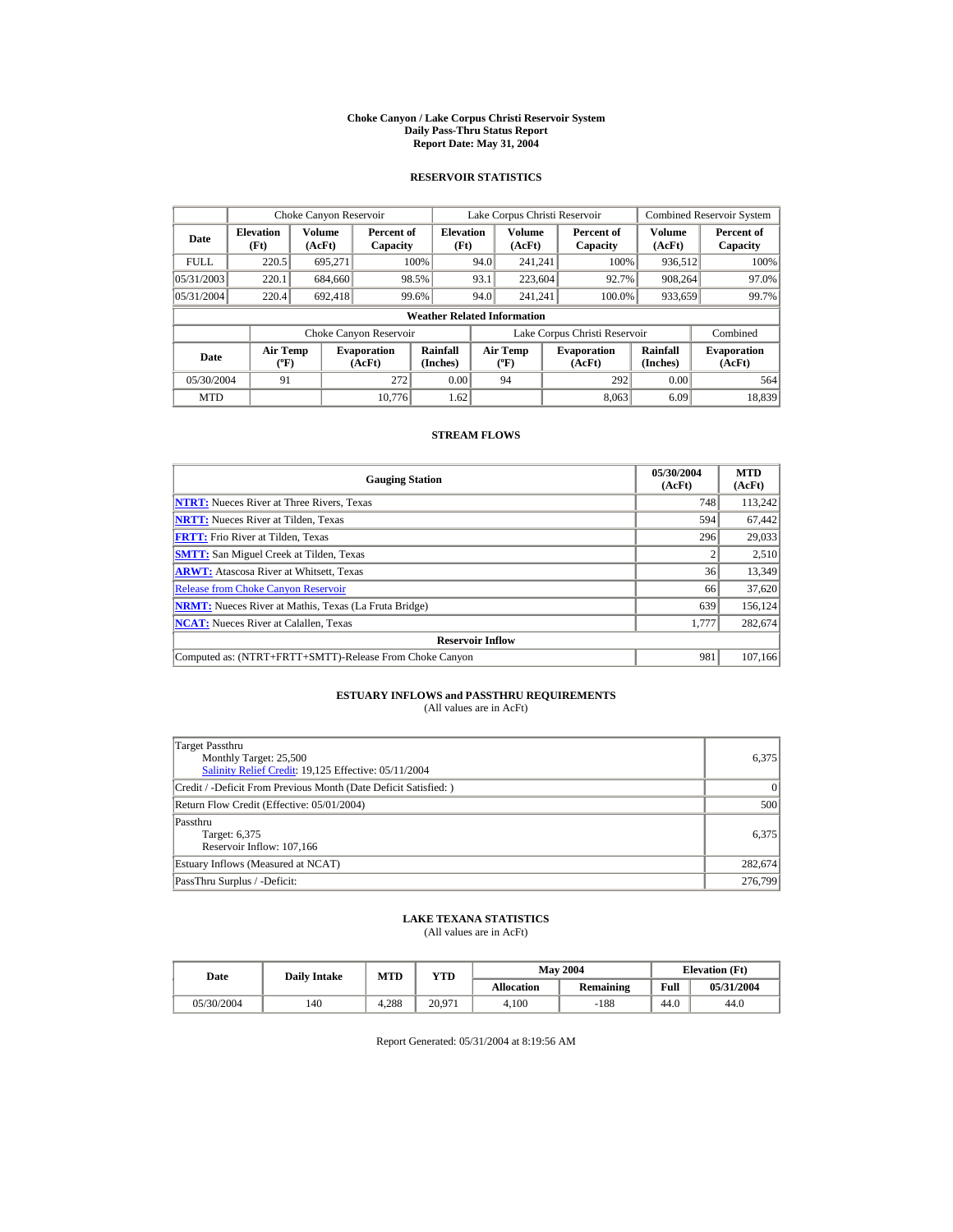# Choke Canyon / Lake Corpus Christi Reservoir System
## Daily Pass-Thru Status Report
### Report Date: May 31, 2004

## RESERVOIR STATISTICS

| Date | Choke Canyon Reservoir | | | Lake Corpus Christi Reservoir | | | Combined Reservoir System | |
|---|---|---|---|---|---|---|---|---|
| | Elevation (Ft) | Volume (AcFt) | Percent of Capacity | Elevation (Ft) | Volume (AcFt) | Percent of Capacity | Volume (AcFt) | Percent of Capacity |
| FULL | 220.5 | 695,271 | 100% | 94.0 | 241,241 | 100% | 936,512 | 100% |
| 05/31/2003 | 220.1 | 684,660 | 98.5% | 93.1 | 223,604 | 92.7% | 908,264 | 97.0% |
| 05/31/2004 | 220.4 | 692,418 | 99.6% | 94.0 | 241,241 | 100.0% | 933,659 | 99.7% |

**Weather Related Information**

| Date | Choke Canyon Reservoir | | | Lake Corpus Christi Reservoir | | | Combined |
|---|---|---|---|---|---|---|---|
| | Air Temp (ºF) | Evaporation (AcFt) | Rainfall (Inches) | Air Temp (ºF) | Evaporation (AcFt) | Rainfall (Inches) | Evaporation (AcFt) |
| 05/30/2004 | 91 | 272 | 0.00 | 94 | 292 | 0.00 | 564 |
| MTD | | 10,776 | 1.62 | | 8,063 | 6.09 | 18,839 |

## STREAM FLOWS

| Gauging Station | 05/30/2004 (AcFt) | MTD (AcFt) |
|---|---|---|
| **NTRT:** Nueces River at Three Rivers, Texas | 748 | 113,242 |
| **NRTT:** Nueces River at Tilden, Texas | 594 | 67,442 |
| **FRTT:** Frio River at Tilden, Texas | 296 | 29,033 |
| **SMTT:** San Miguel Creek at Tilden, Texas | 2 | 2,510 |
| **ARWT:** Atascosa River at Whitsett, Texas | 36 | 13,349 |
| Release from Choke Canyon Reservoir | 66 | 37,620 |
| **NRMT:** Nueces River at Mathis, Texas (La Fruta Bridge) | 639 | 156,124 |
| **NCAT:** Nueces River at Calallen, Texas | 1,777 | 282,674 |
| **Reservoir Inflow** | | |
| Computed as: (NTRT+FRTT+SMTT)-Release From Choke Canyon | 981 | 107,166 |

## ESTUARY INFLOWS and PASSTHRU REQUIREMENTS
(All values are in AcFt)

| | |
|---|---|
| Target Passthru<br>Monthly Target: 25,500<br>Salinity Relief Credit: 19,125 Effective: 05/11/2004 | 6,375 |
| Credit / -Deficit From Previous Month (Date Deficit Satisfied: ) | 0 |
| Return Flow Credit (Effective: 05/01/2004) | 500 |
| Passthru<br>Target: 6,375<br>Reservoir Inflow: 107,166 | 6,375 |
| Estuary Inflows (Measured at NCAT) | 282,674 |
| PassThru Surplus / -Deficit: | 276,799 |

## LAKE TEXANA STATISTICS
(All values are in AcFt)

| Date | Daily Intake | MTD | YTD | May 2004 | | Elevation (Ft) | |
|---|---|---|---|---|---|---|---|
| | | | | Allocation | Remaining | Full | 05/31/2004 |
| 05/30/2004 | 140 | 4,288 | 20,971 | 4,100 | -188 | 44.0 | 44.0 |

Report Generated: 05/31/2004 at 8:19:56 AM